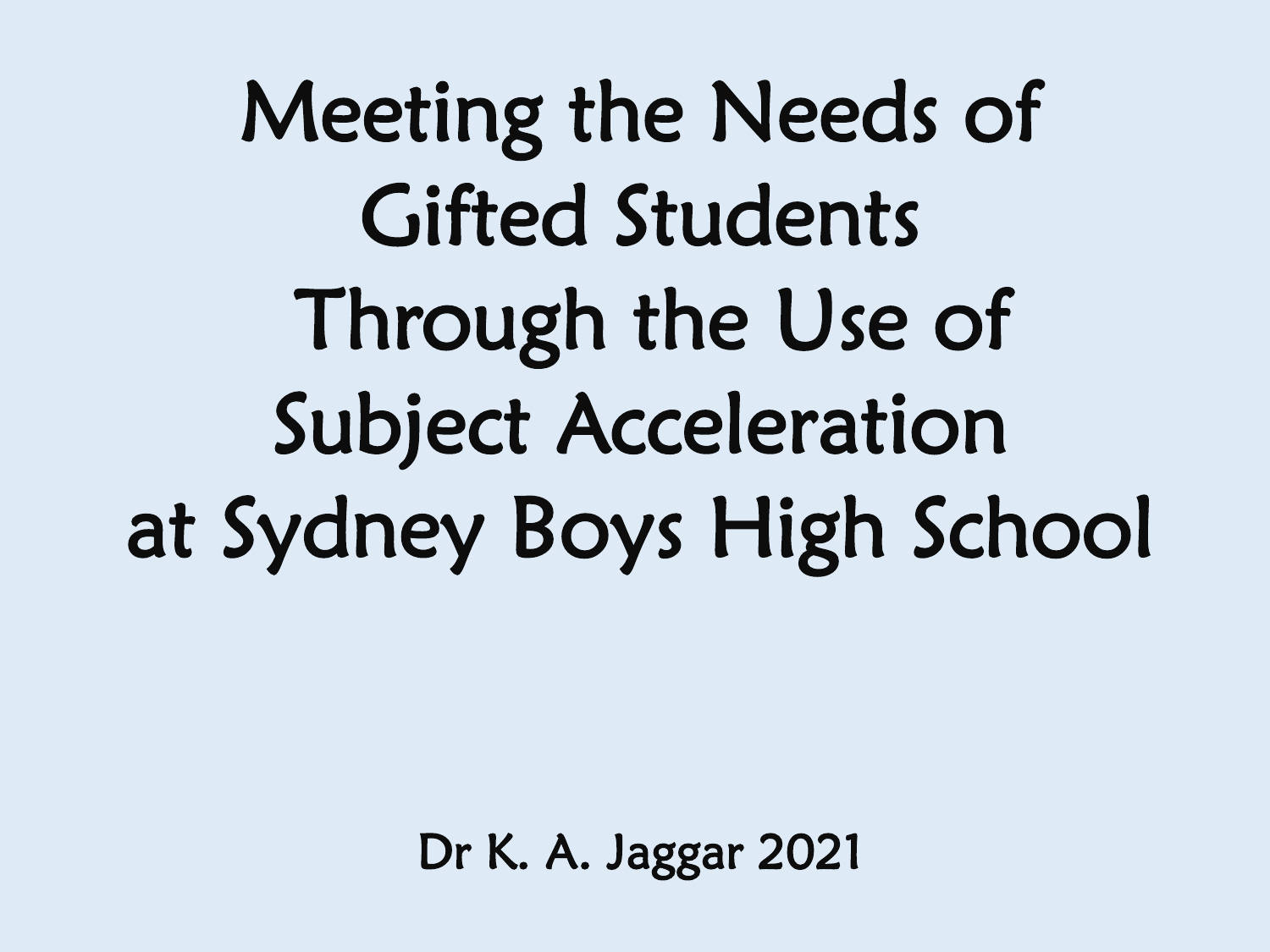# Meeting the Needs of Gifted Students Through the Use of Subject Acceleration at Sydney Boys High School

Dr K. A. Jaggar 2021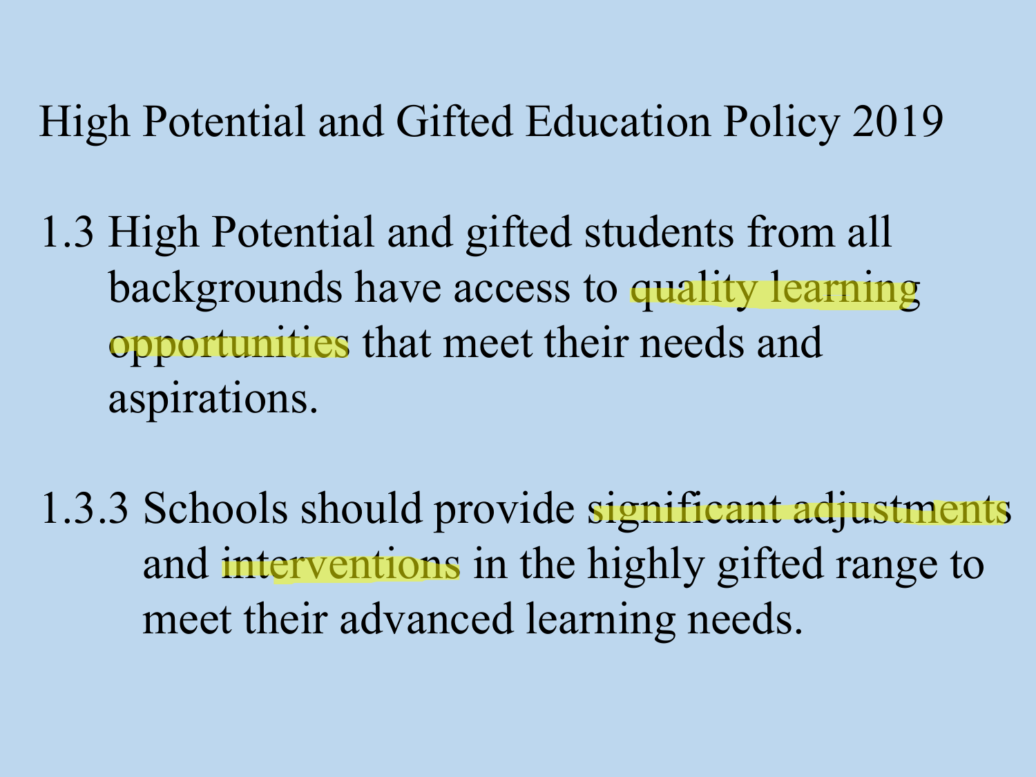# High Potential and Gifted Education Policy 2019

1.3 High Potential and gifted students from all backgrounds have access to quality learning opportunities that meet their needs and aspirations.

1.3.3 Schools should provide significant adjustments and interventions in the highly gifted range to meet their advanced learning needs.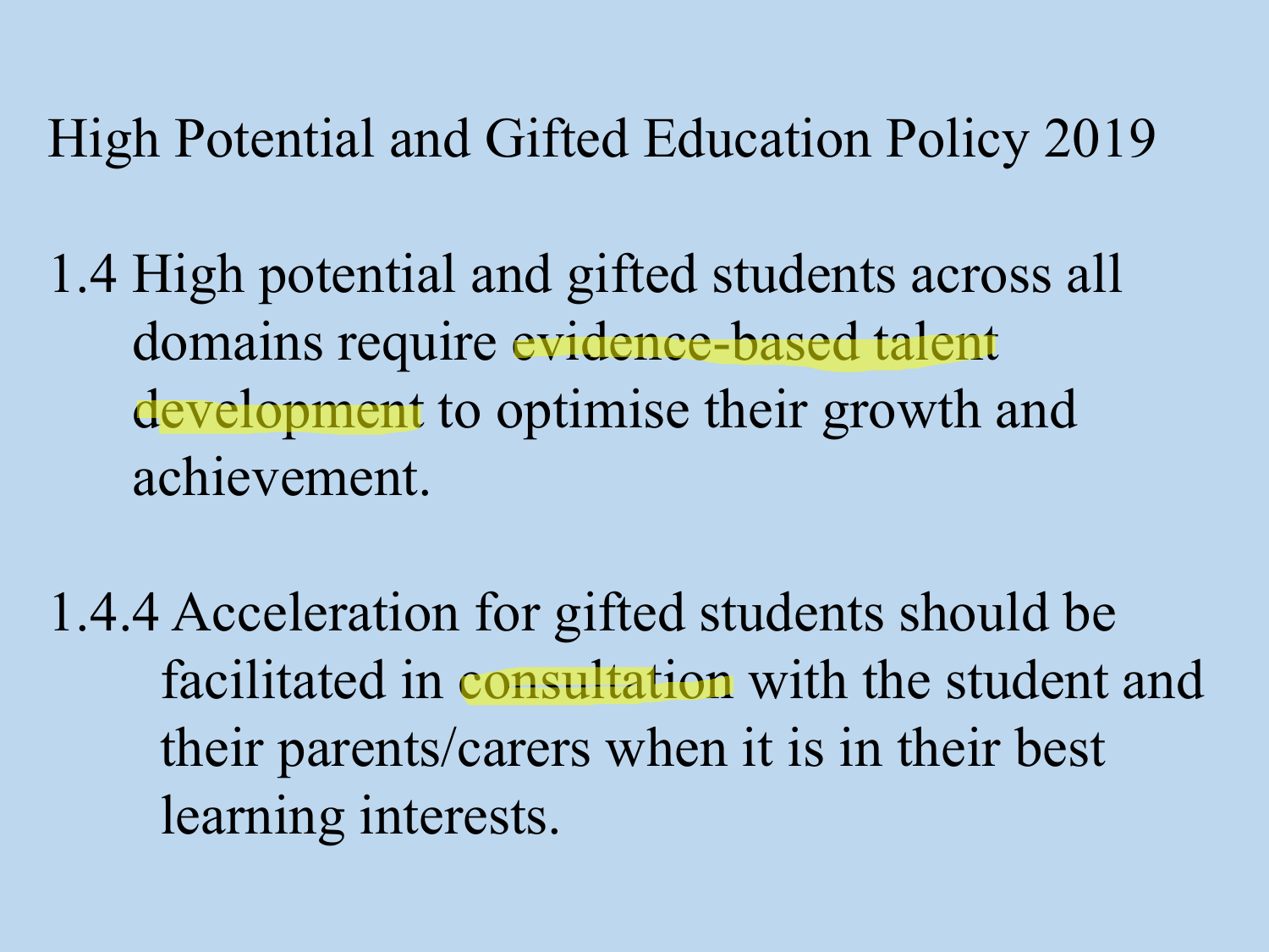# High Potential and Gifted Education Policy 2019

1.4 High potential and gifted students across all domains require evidence-based talent development to optimise their growth and achievement.

1.4.4 Acceleration for gifted students should be facilitated in consultation with the student and their parents/carers when it is in their best learning interests.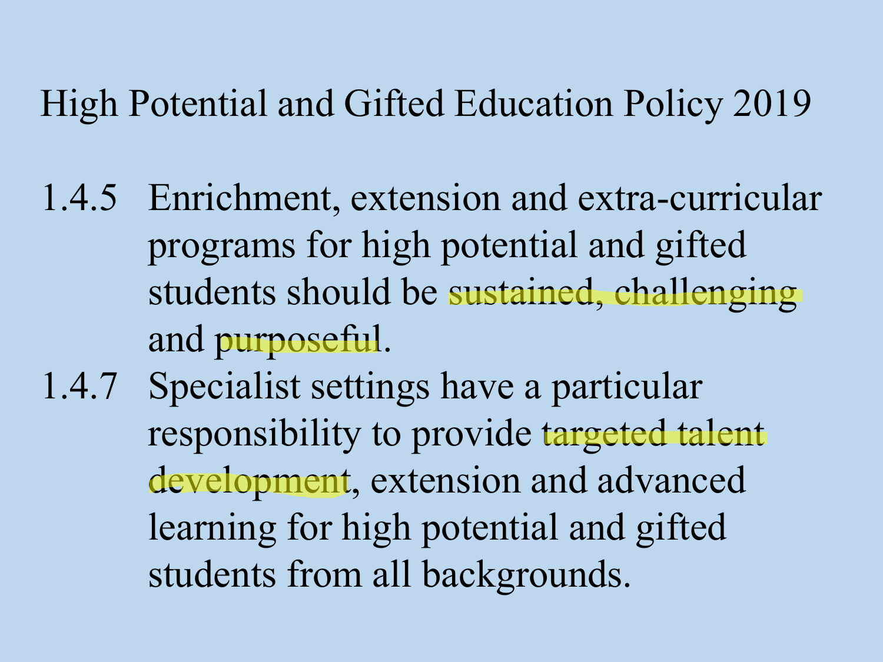# High Potential and Gifted Education Policy 2019

1.4.5 Enrichment, extension and extra-curricular programs for high potential and gifted students should be sustained, challenging and purposeful.

1.4.7 Specialist settings have a particular responsibility to provide targeted talent development, extension and advanced learning for high potential and gifted students from all backgrounds.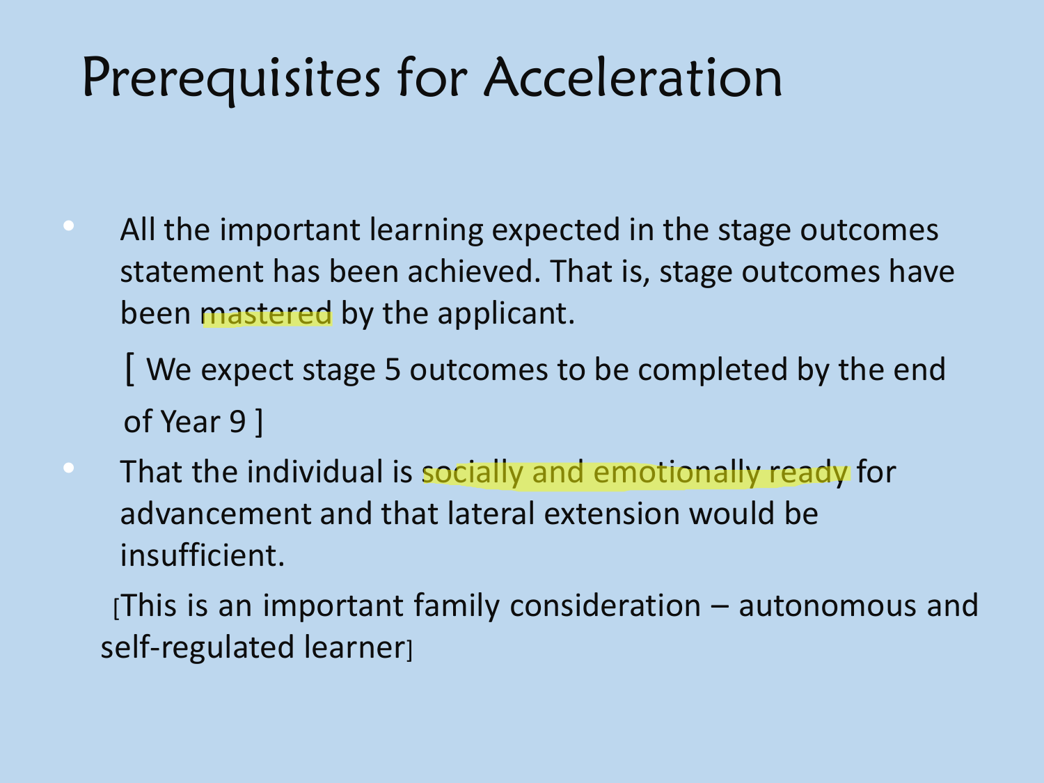# Prerequisites for Acceleration

- All the important learning expected in the stage outcomes statement has been achieved. That is, stage outcomes have been mastered by the applicant.

  [ We expect stage 5 outcomes to be completed by the end of Year 9 ]

- That the individual is socially and emotionally ready for advancement and that lateral extension would be insufficient.

  [This is an important family consideration – autonomous and self-regulated learner]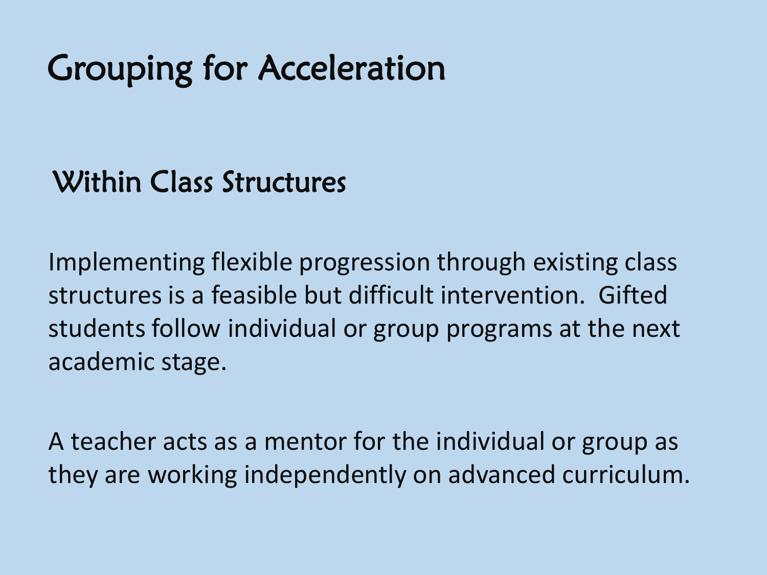# Grouping for Acceleration

## Within Class Structures

Implementing flexible progression through existing class structures is a feasible but difficult intervention. Gifted students follow individual or group programs at the next academic stage.

A teacher acts as a mentor for the individual or group as they are working independently on advanced curriculum.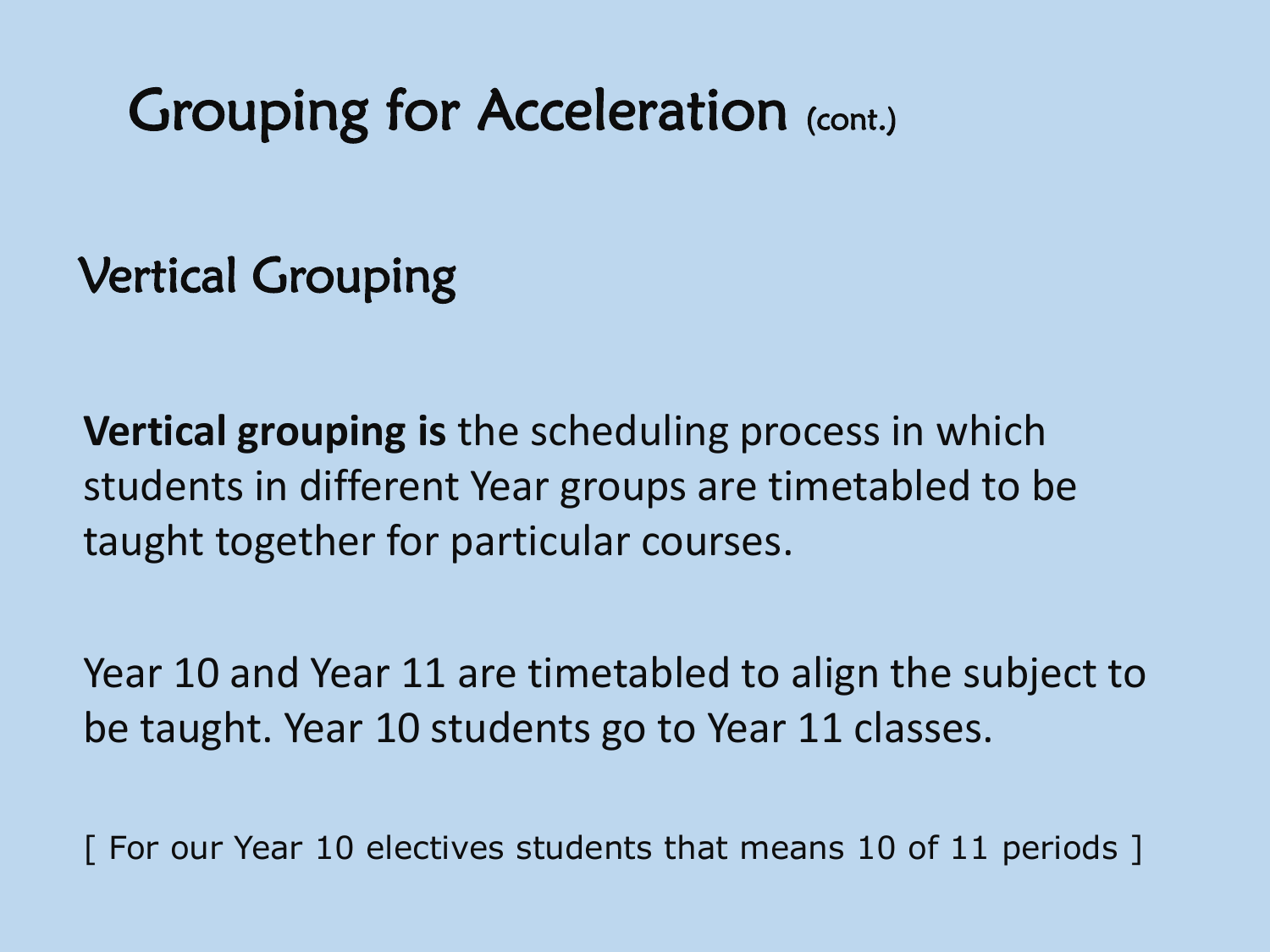# Grouping for Acceleration (cont.)

## Vertical Grouping

**Vertical grouping is** the scheduling process in which students in different Year groups are timetabled to be taught together for particular courses.

Year 10 and Year 11 are timetabled to align the subject to be taught. Year 10 students go to Year 11 classes.

[ For our Year 10 electives students that means 10 of 11 periods ]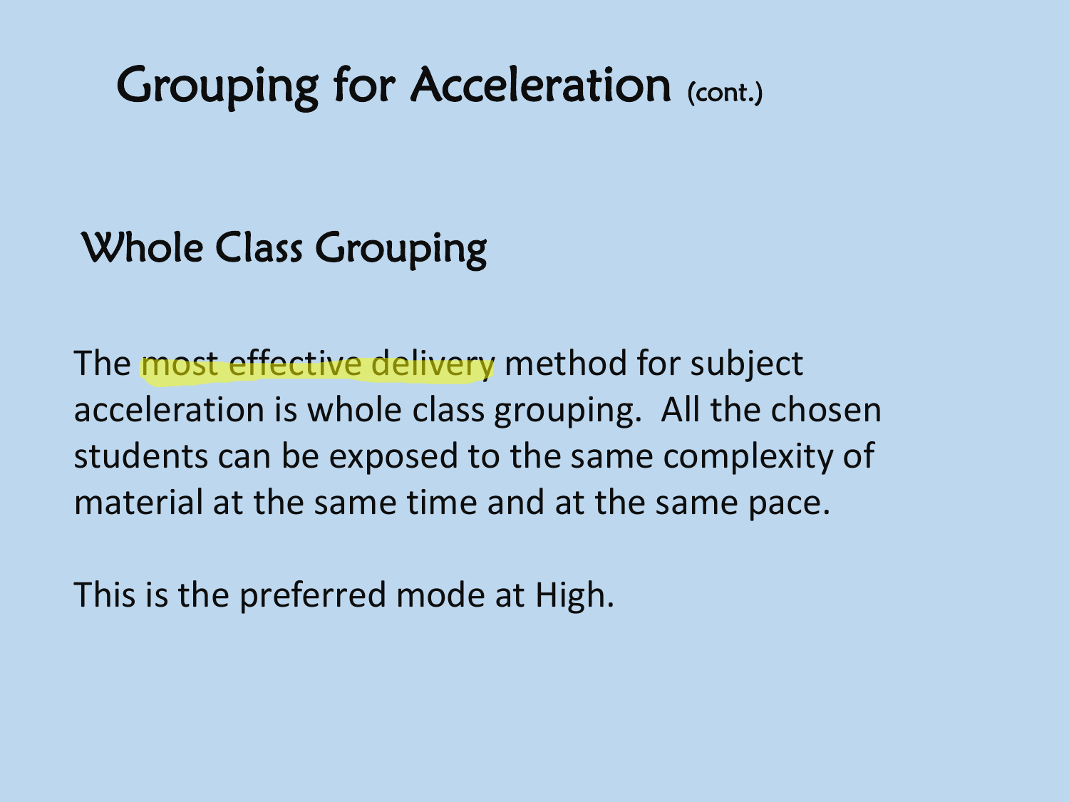# Grouping for Acceleration (cont.)

## Whole Class Grouping

The most effective delivery method for subject acceleration is whole class grouping. All the chosen students can be exposed to the same complexity of material at the same time and at the same pace.

This is the preferred mode at High.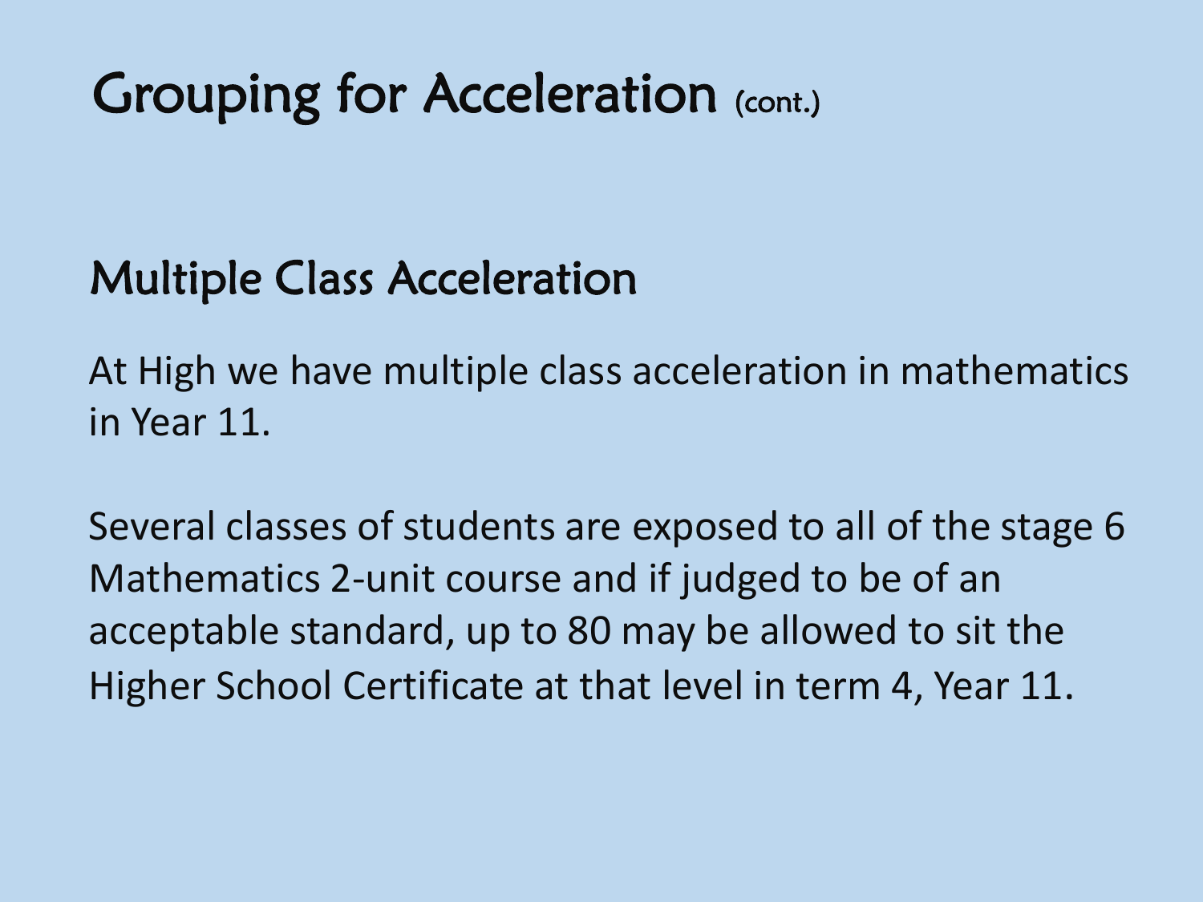# Grouping for Acceleration (cont.)

## Multiple Class Acceleration

At High we have multiple class acceleration in mathematics in Year 11.

Several classes of students are exposed to all of the stage 6 Mathematics 2-unit course and if judged to be of an acceptable standard, up to 80 may be allowed to sit the Higher School Certificate at that level in term 4, Year 11.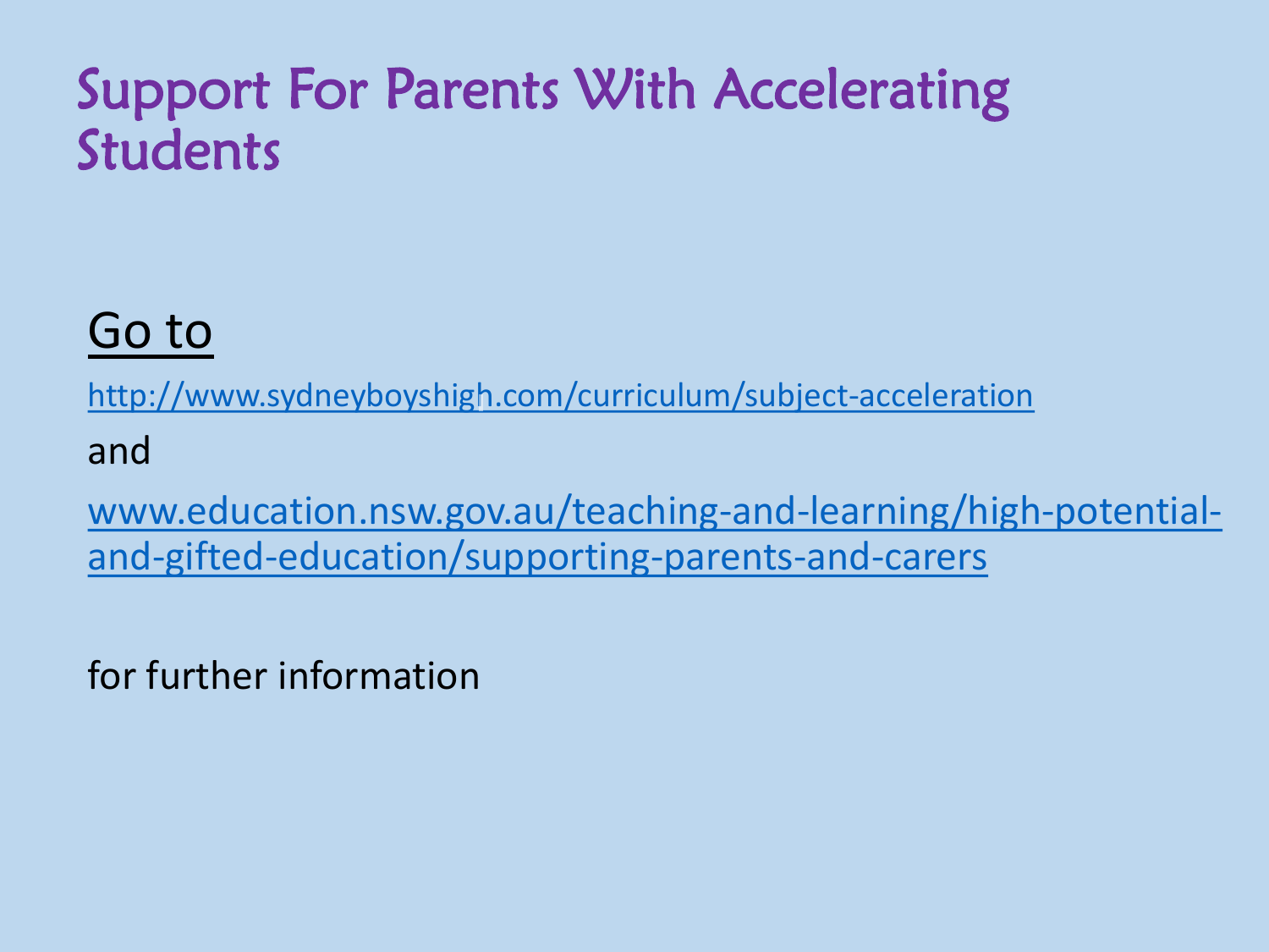# Support For Parents With Accelerating Students

Go to

http://www.sydneyboyshigh.com/curriculum/subject-acceleration

and

www.education.nsw.gov.au/teaching-and-learning/high-potential-and-gifted-education/supporting-parents-and-carers

for further information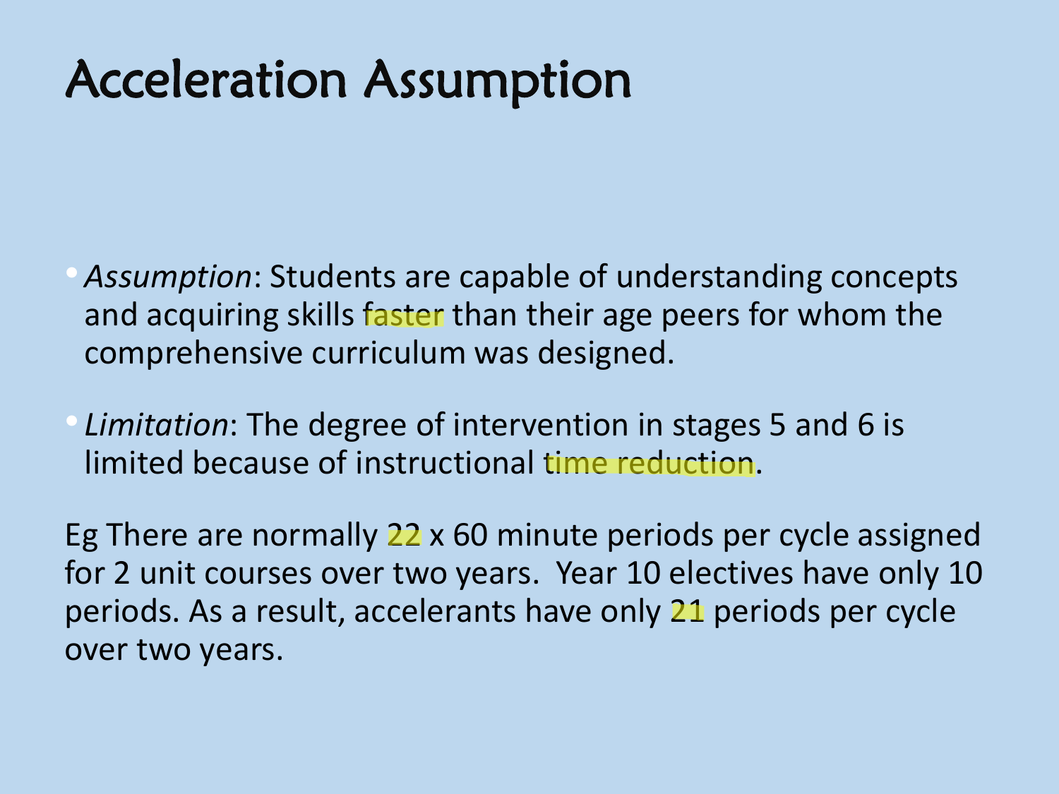# Acceleration Assumption

- *Assumption*: Students are capable of understanding concepts and acquiring skills faster than their age peers for whom the comprehensive curriculum was designed.
- *Limitation*: The degree of intervention in stages 5 and 6 is limited because of instructional time reduction.

Eg There are normally 22 x 60 minute periods per cycle assigned for 2 unit courses over two years. Year 10 electives have only 10 periods. As a result, accelerants have only 21 periods per cycle over two years.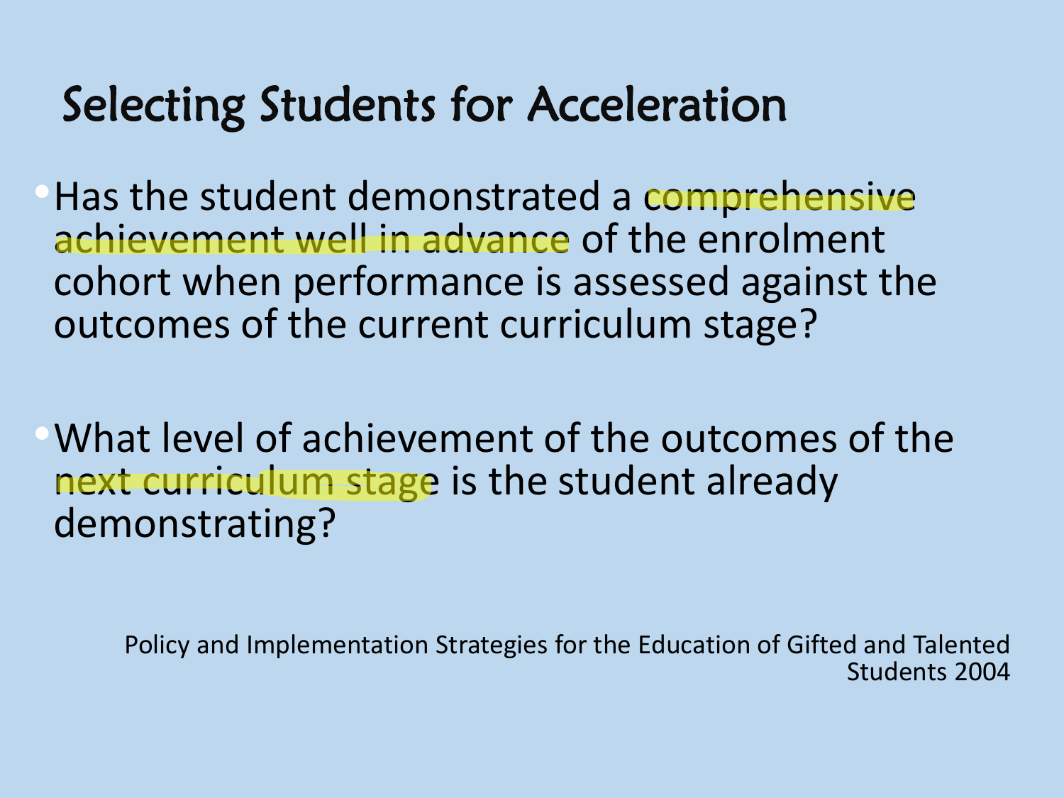# Selecting Students for Acceleration

- Has the student demonstrated a comprehensive achievement well in advance of the enrolment cohort when performance is assessed against the outcomes of the current curriculum stage?

- What level of achievement of the outcomes of the next curriculum stage is the student already demonstrating?

Policy and Implementation Strategies for the Education of Gifted and Talented Students 2004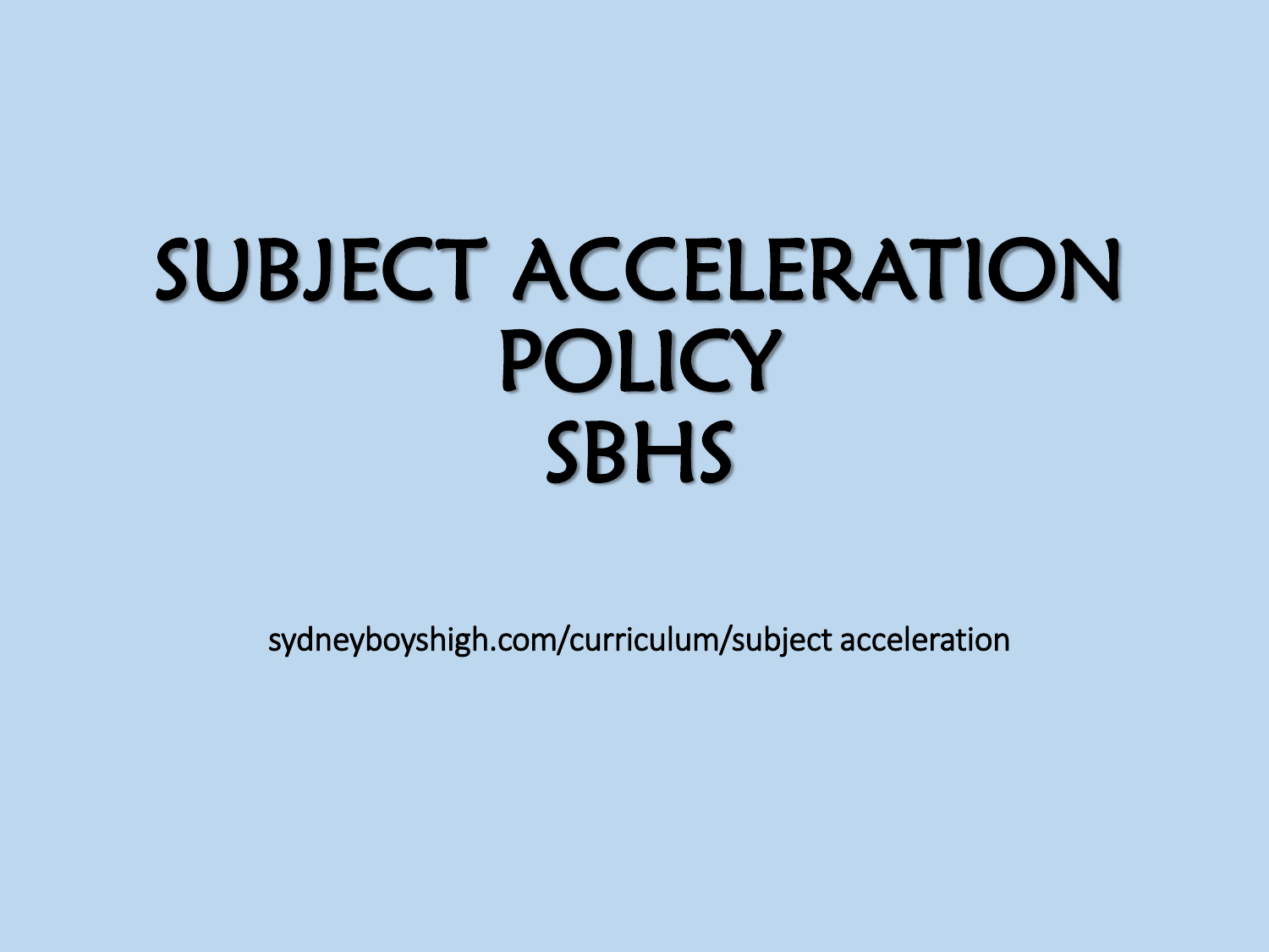# SUBJECT ACCELERATION POLICY SBHS

sydneyboyshigh.com/curriculum/subject acceleration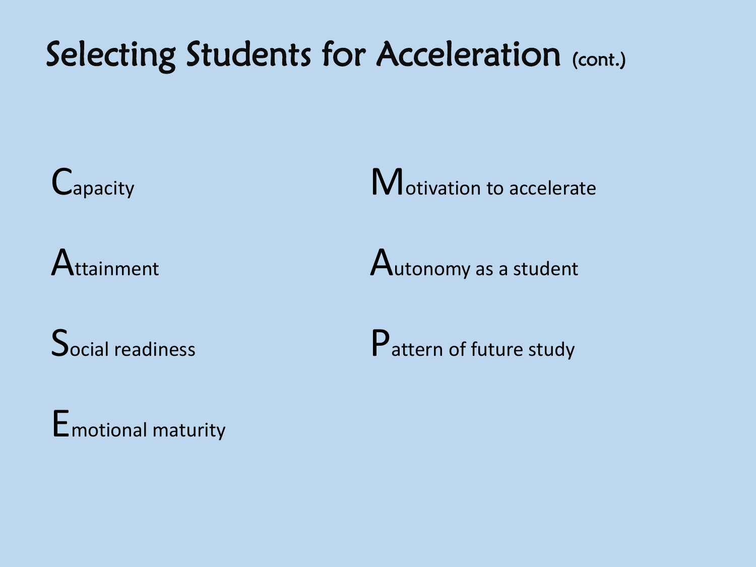# Selecting Students for Acceleration (cont.)

- Capacity
- Attainment
- Social readiness
- Emotional maturity

- Motivation to accelerate
- Autonomy as a student
- Pattern of future study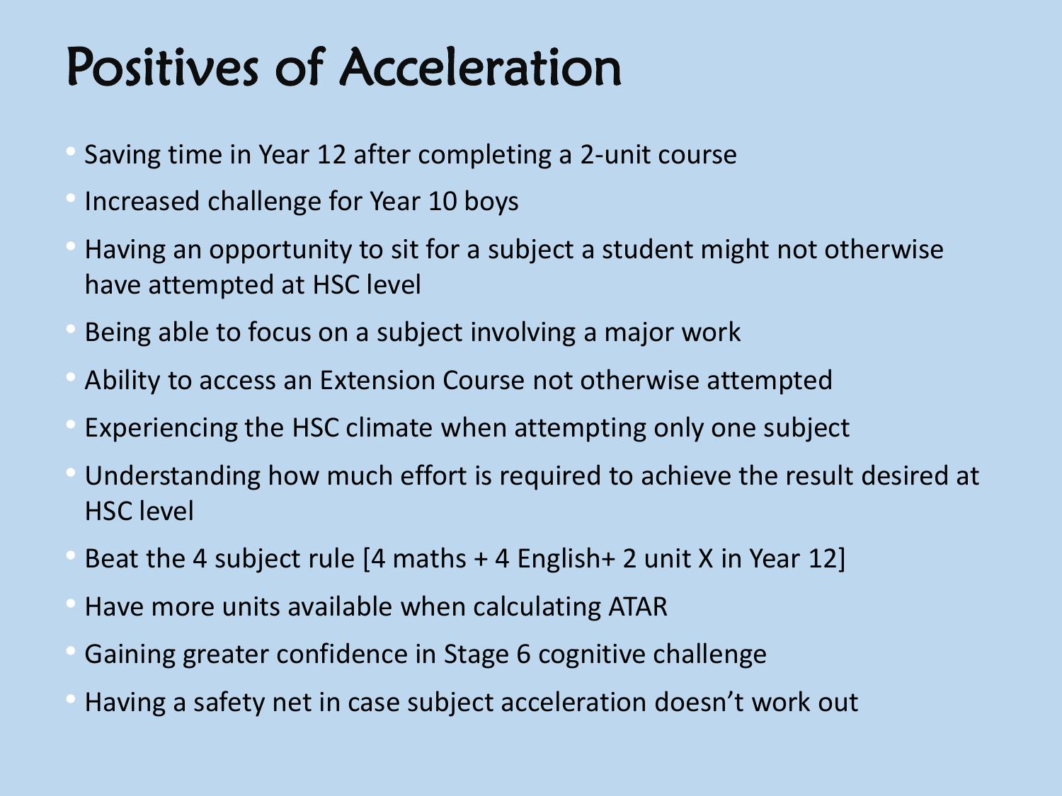# Positives of Acceleration

- Saving time in Year 12 after completing a 2-unit course
- Increased challenge for Year 10 boys
- Having an opportunity to sit for a subject a student might not otherwise have attempted at HSC level
- Being able to focus on a subject involving a major work
- Ability to access an Extension Course not otherwise attempted
- Experiencing the HSC climate when attempting only one subject
- Understanding how much effort is required to achieve the result desired at HSC level
- Beat the 4 subject rule [4 maths + 4 English+ 2 unit X in Year 12]
- Have more units available when calculating ATAR
- Gaining greater confidence in Stage 6 cognitive challenge
- Having a safety net in case subject acceleration doesn't work out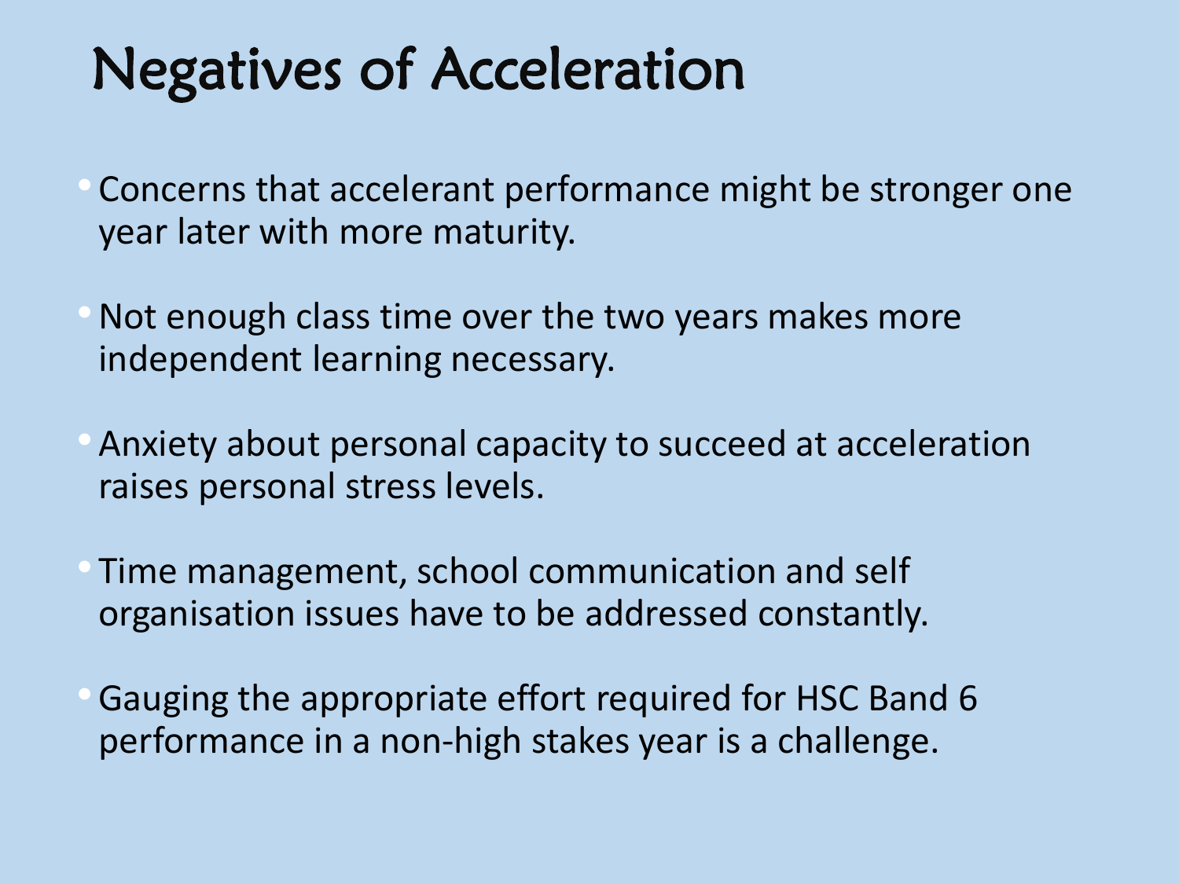# Negatives of Acceleration

- Concerns that accelerant performance might be stronger one year later with more maturity.
- Not enough class time over the two years makes more independent learning necessary.
- Anxiety about personal capacity to succeed at acceleration raises personal stress levels.
- Time management, school communication and self organisation issues have to be addressed constantly.
- Gauging the appropriate effort required for HSC Band 6 performance in a non-high stakes year is a challenge.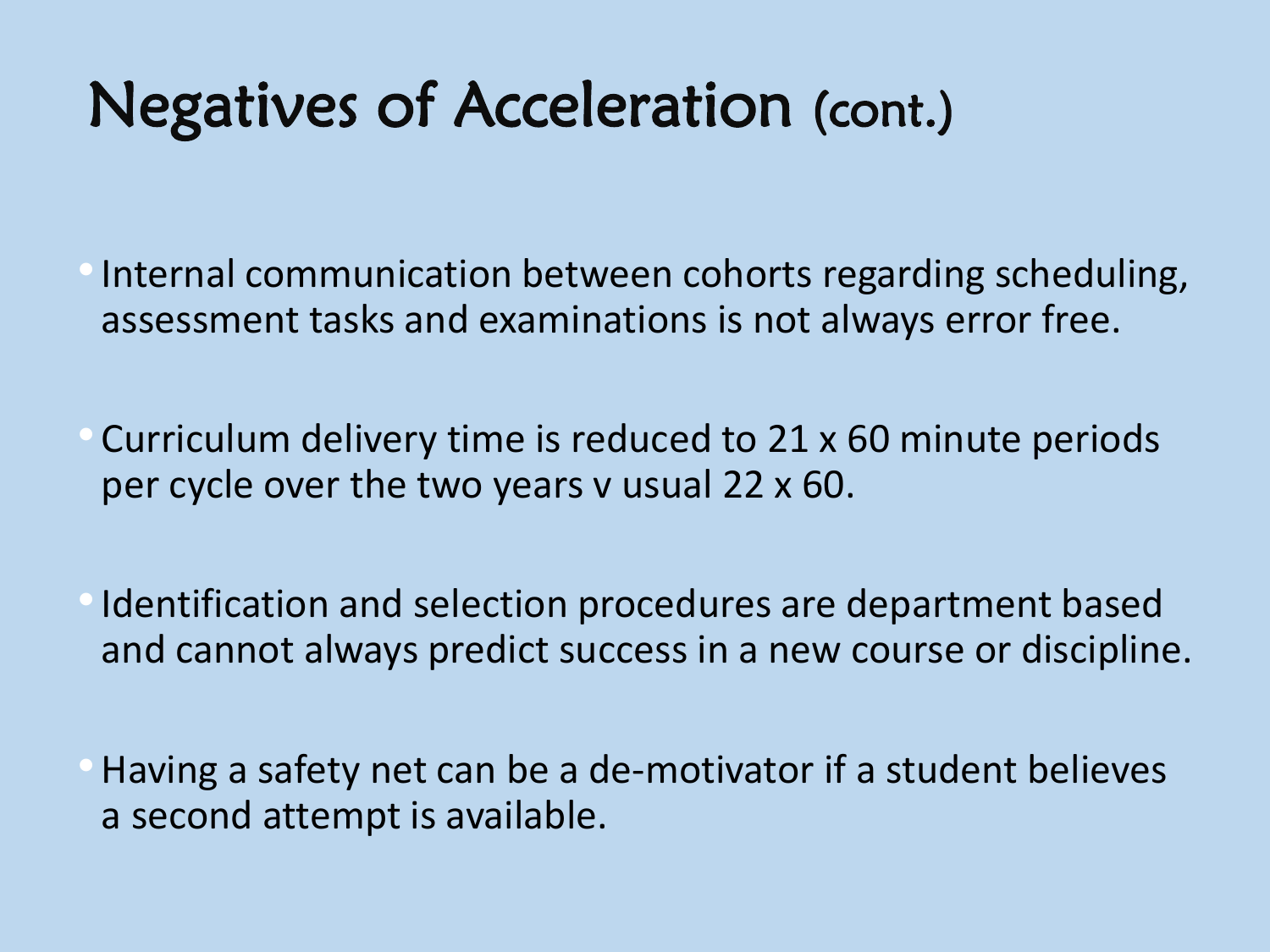# Negatives of Acceleration (cont.)

- Internal communication between cohorts regarding scheduling, assessment tasks and examinations is not always error free.
- Curriculum delivery time is reduced to 21 x 60 minute periods per cycle over the two years v usual 22 x 60.
- Identification and selection procedures are department based and cannot always predict success in a new course or discipline.
- Having a safety net can be a de-motivator if a student believes a second attempt is available.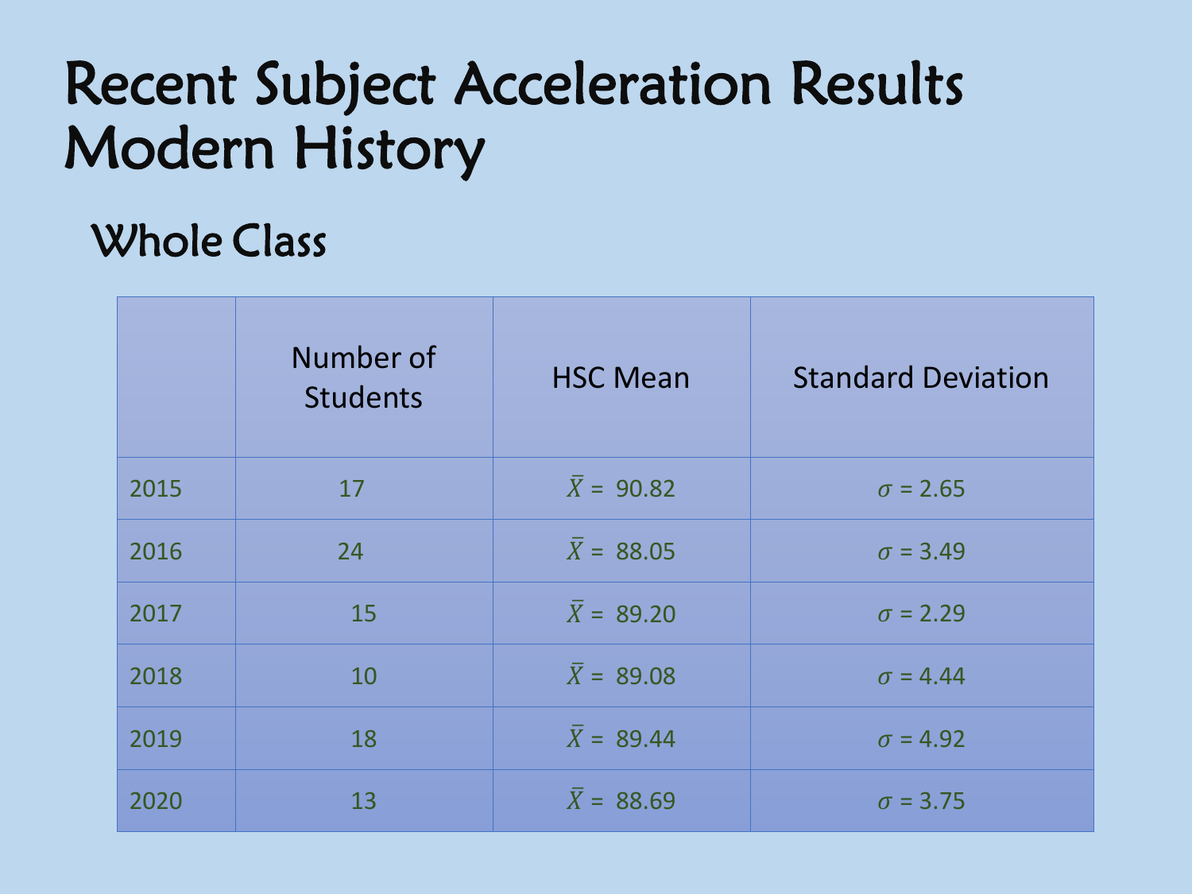# Recent Subject Acceleration Results Modern History

## Whole Class

| | Number of Students | HSC Mean | Standard Deviation |
|---|---|---|---|
| 2015 | 17 | $\bar{X}$ = 90.82 | $\sigma$ = 2.65 |
| 2016 | 24 | $\bar{X}$ = 88.05 | $\sigma$ = 3.49 |
| 2017 | 15 | $\bar{X}$ = 89.20 | $\sigma$ = 2.29 |
| 2018 | 10 | $\bar{X}$ = 89.08 | $\sigma$ = 4.44 |
| 2019 | 18 | $\bar{X}$ = 89.44 | $\sigma$ = 4.92 |
| 2020 | 13 | $\bar{X}$ = 88.69 | $\sigma$ = 3.75 |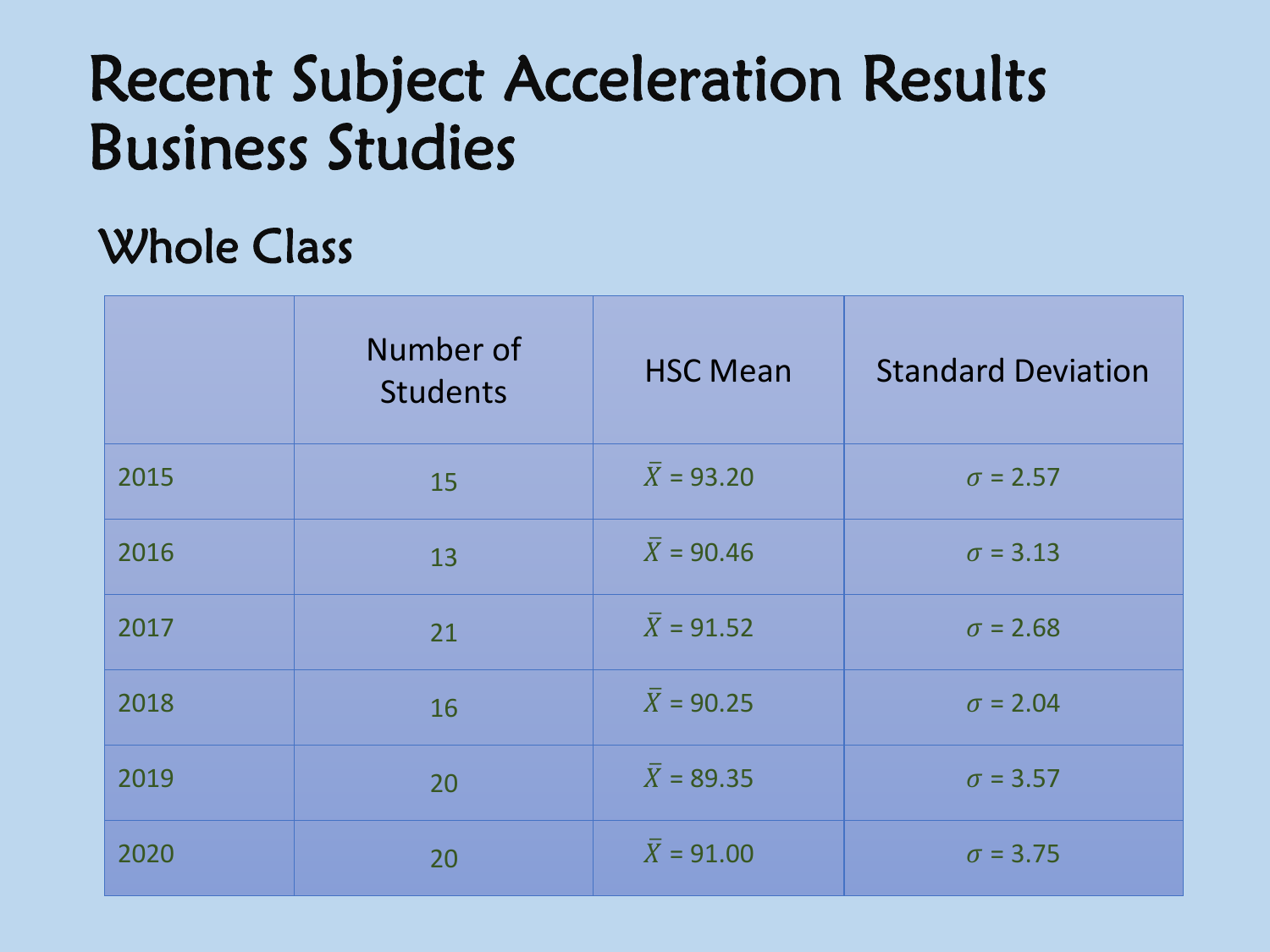# Recent Subject Acceleration Results Business Studies

## Whole Class

| | Number of Students | HSC Mean | Standard Deviation |
|---|---|---|---|
| 2015 | 15 | $\bar{X}$ = 93.20 | $\sigma$ = 2.57 |
| 2016 | 13 | $\bar{X}$ = 90.46 | $\sigma$ = 3.13 |
| 2017 | 21 | $\bar{X}$ = 91.52 | $\sigma$ = 2.68 |
| 2018 | 16 | $\bar{X}$ = 90.25 | $\sigma$ = 2.04 |
| 2019 | 20 | $\bar{X}$ = 89.35 | $\sigma$ = 3.57 |
| 2020 | 20 | $\bar{X}$ = 91.00 | $\sigma$ = 3.75 |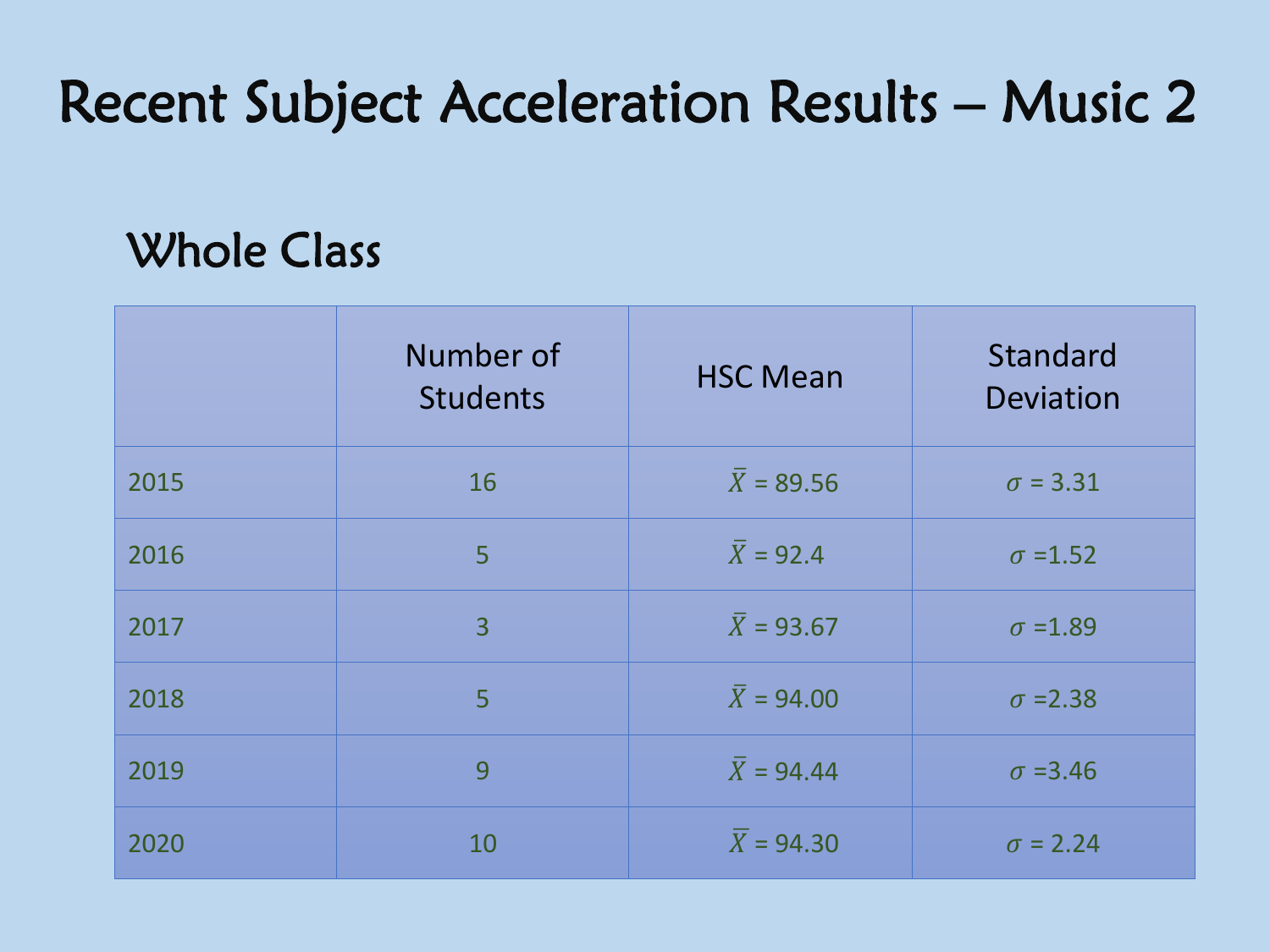# Recent Subject Acceleration Results – Music 2

## Whole Class

| | Number of Students | HSC Mean | Standard Deviation |
|---|---|---|---|
| 2015 | 16 | $\bar{X}$ = 89.56 | $\sigma$ = 3.31 |
| 2016 | 5 | $\bar{X}$ = 92.4 | $\sigma$ =1.52 |
| 2017 | 3 | $\bar{X}$ = 93.67 | $\sigma$ =1.89 |
| 2018 | 5 | $\bar{X}$ = 94.00 | $\sigma$ =2.38 |
| 2019 | 9 | $\bar{X}$ = 94.44 | $\sigma$ =3.46 |
| 2020 | 10 | $\bar{X}$ = 94.30 | $\sigma$ = 2.24 |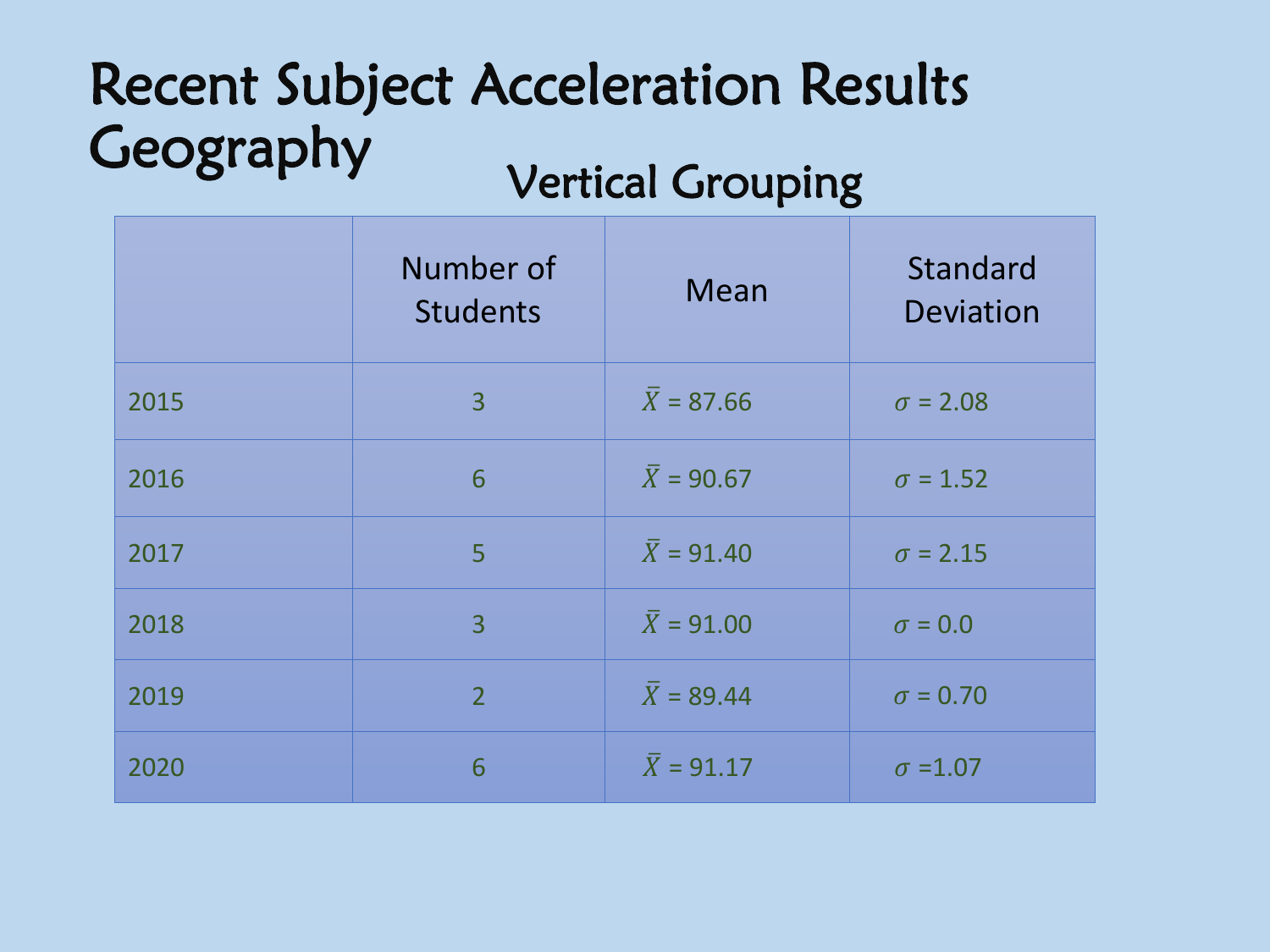# Recent Subject Acceleration Results Geography

## Vertical Grouping

| | Number of Students | Mean | Standard Deviation |
|---|---|---|---|
| 2015 | 3 | $\bar{X}$ = 87.66 | $\sigma$ = 2.08 |
| 2016 | 6 | $\bar{X}$ = 90.67 | $\sigma$ = 1.52 |
| 2017 | 5 | $\bar{X}$ = 91.40 | $\sigma$ = 2.15 |
| 2018 | 3 | $\bar{X}$ = 91.00 | $\sigma$ = 0.0 |
| 2019 | 2 | $\bar{X}$ = 89.44 | $\sigma$ = 0.70 |
| 2020 | 6 | $\bar{X}$ = 91.17 | $\sigma$ =1.07 |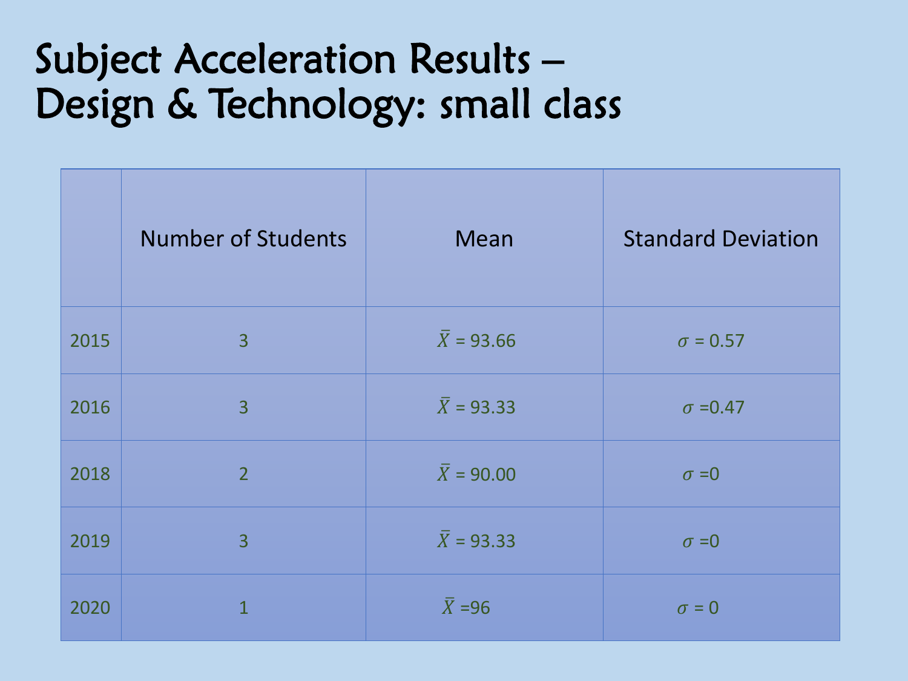# Subject Acceleration Results – Design & Technology: small class

| | Number of Students | Mean | Standard Deviation |
|---|---|---|---|
| 2015 | 3 | $\bar{X}$ = 93.66 | $\sigma$ = 0.57 |
| 2016 | 3 | $\bar{X}$ = 93.33 | $\sigma$ =0.47 |
| 2018 | 2 | $\bar{X}$ = 90.00 | $\sigma$ =0 |
| 2019 | 3 | $\bar{X}$ = 93.33 | $\sigma$ =0 |
| 2020 | 1 | $\bar{X}$ =96 | $\sigma$ = 0 |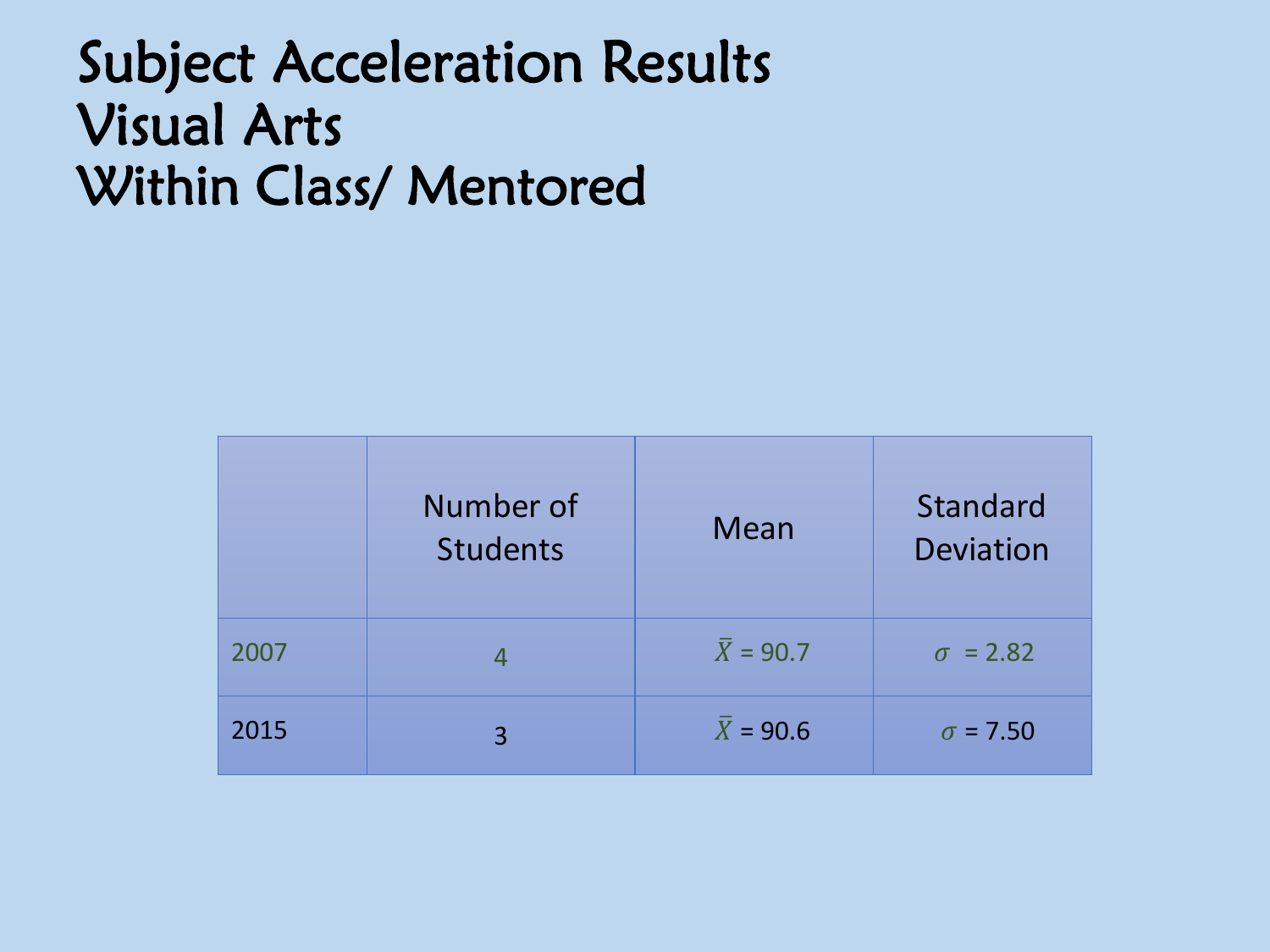# Subject Acceleration Results
# Visual Arts
# Within Class/ Mentored

| | Number of Students | Mean | Standard Deviation |
|---|---|---|---|
| 2007 | 4 | $\bar{X}$ = 90.7 | $\sigma$ = 2.82 |
| 2015 | 3 | $\bar{X}$ = 90.6 | $\sigma$ = 7.50 |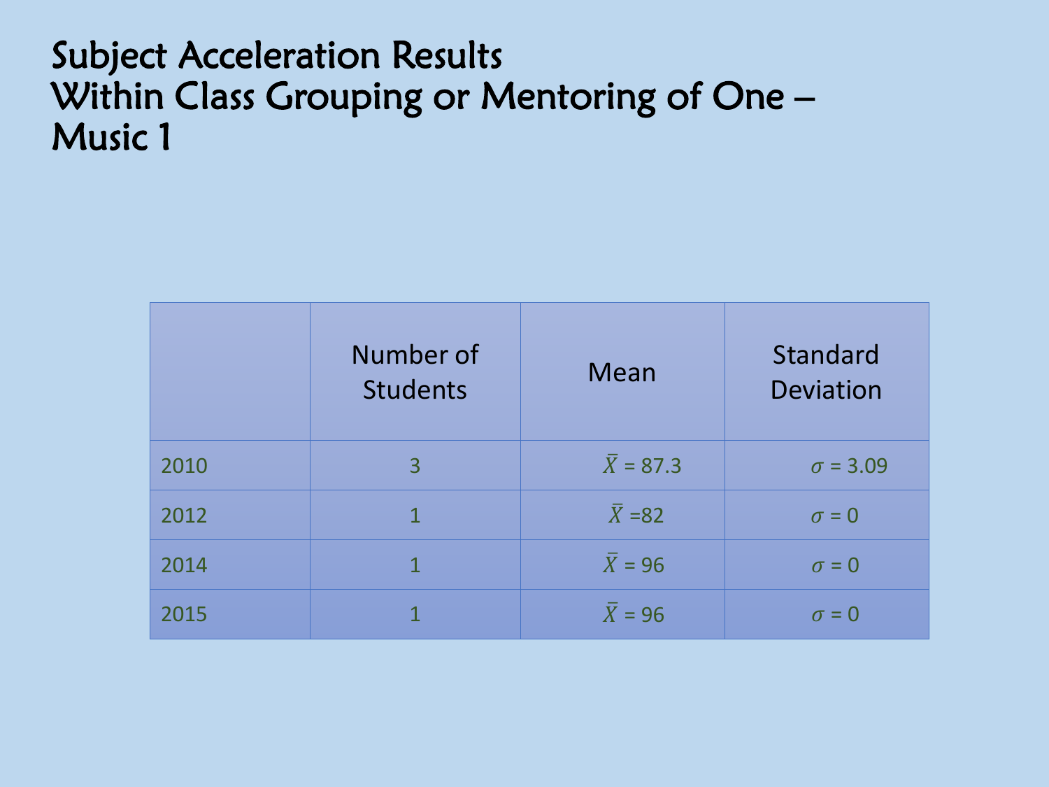# Subject Acceleration Results
# Within Class Grouping or Mentoring of One – Music 1

| | Number of Students | Mean | Standard Deviation |
|---|---|---|---|
| 2010 | 3 | $\bar{X}$ = 87.3 | $\sigma$ = 3.09 |
| 2012 | 1 | $\bar{X}$ =82 | $\sigma$ = 0 |
| 2014 | 1 | $\bar{X}$ = 96 | $\sigma$ = 0 |
| 2015 | 1 | $\bar{X}$ = 96 | $\sigma$ = 0 |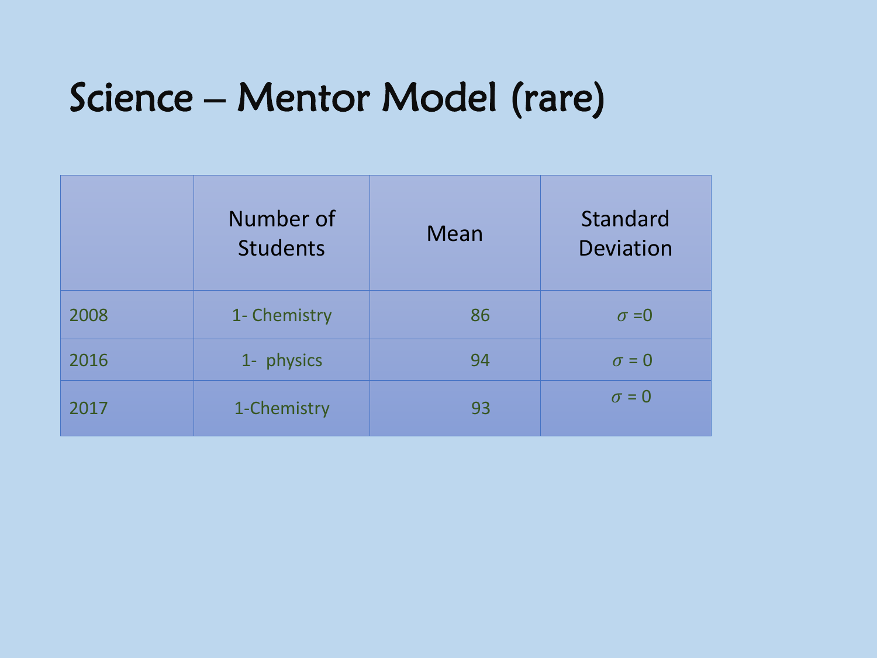# Science – Mentor Model (rare)

| | Number of Students | Mean | Standard Deviation |
|---|---|---|---|
| 2008 | 1- Chemistry | 86 | $\sigma$ =0 |
| 2016 | 1- physics | 94 | $\sigma$ = 0 |
| 2017 | 1-Chemistry | 93 | $\sigma$ = 0 |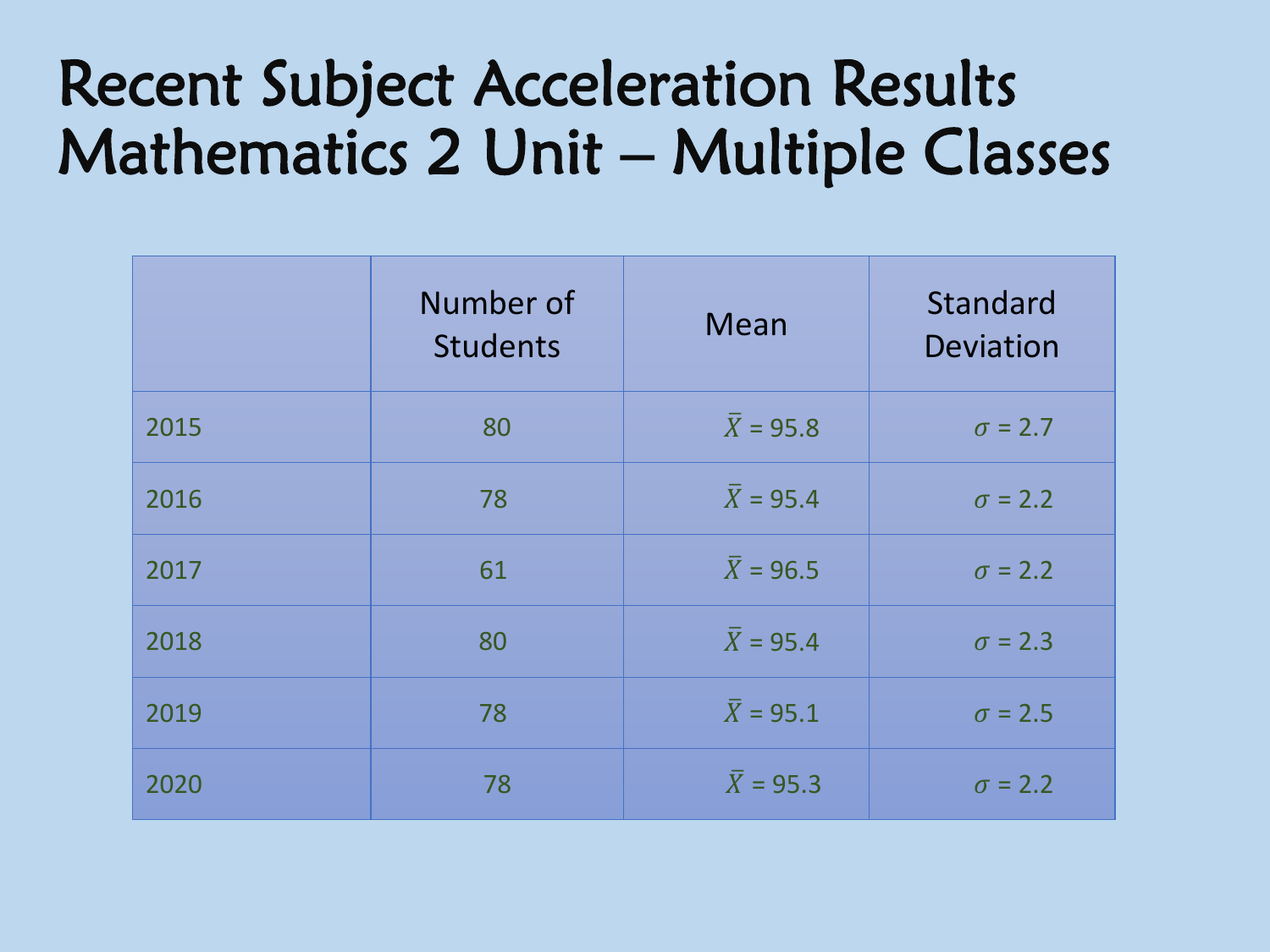# Recent Subject Acceleration Results
# Mathematics 2 Unit – Multiple Classes

| | Number of Students | Mean | Standard Deviation |
|---|---|---|---|
| 2015 | 80 | $\bar{X}$ = 95.8 | $\sigma$ = 2.7 |
| 2016 | 78 | $\bar{X}$ = 95.4 | $\sigma$ = 2.2 |
| 2017 | 61 | $\bar{X}$ = 96.5 | $\sigma$ = 2.2 |
| 2018 | 80 | $\bar{X}$ = 95.4 | $\sigma$ = 2.3 |
| 2019 | 78 | $\bar{X}$ = 95.1 | $\sigma$ = 2.5 |
| 2020 | 78 | $\bar{X}$ = 95.3 | $\sigma$ = 2.2 |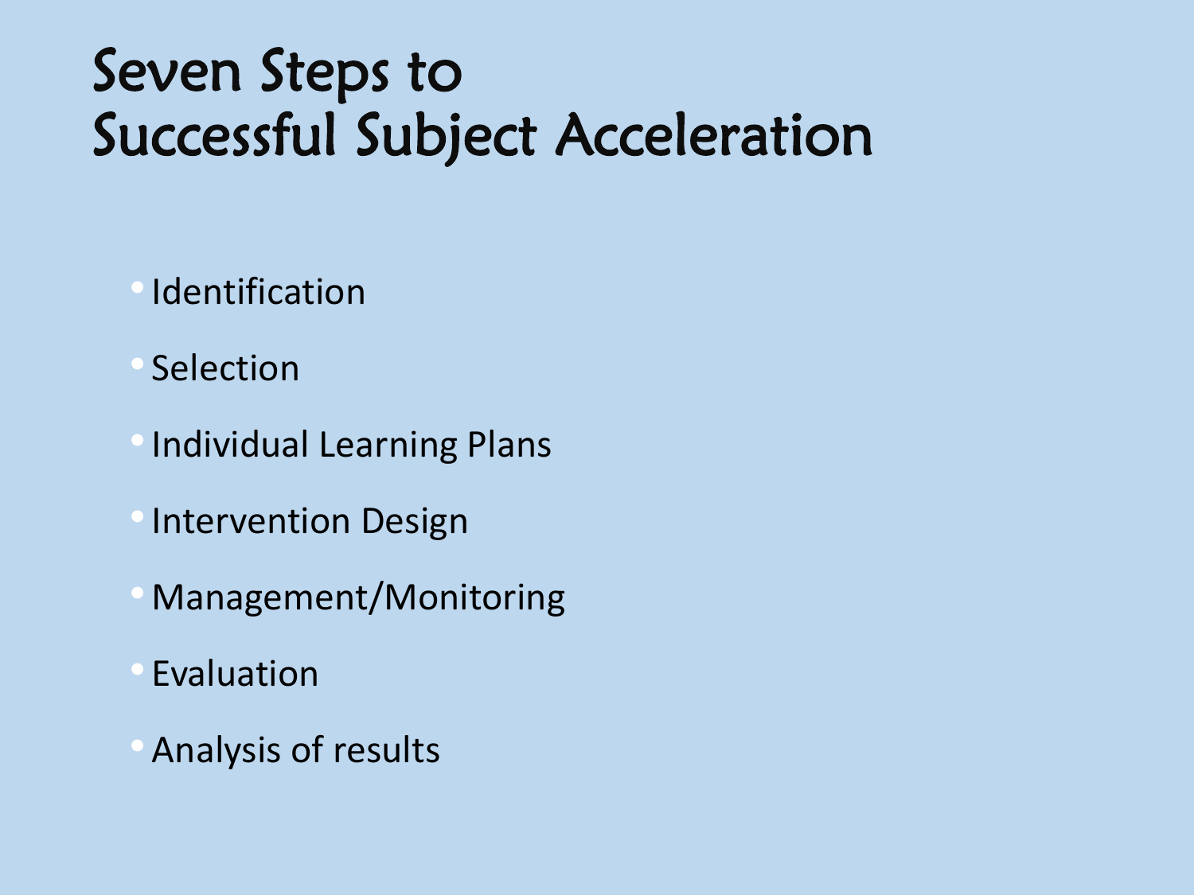# Seven Steps to Successful Subject Acceleration

- Identification
- Selection
- Individual Learning Plans
- Intervention Design
- Management/Monitoring
- Evaluation
- Analysis of results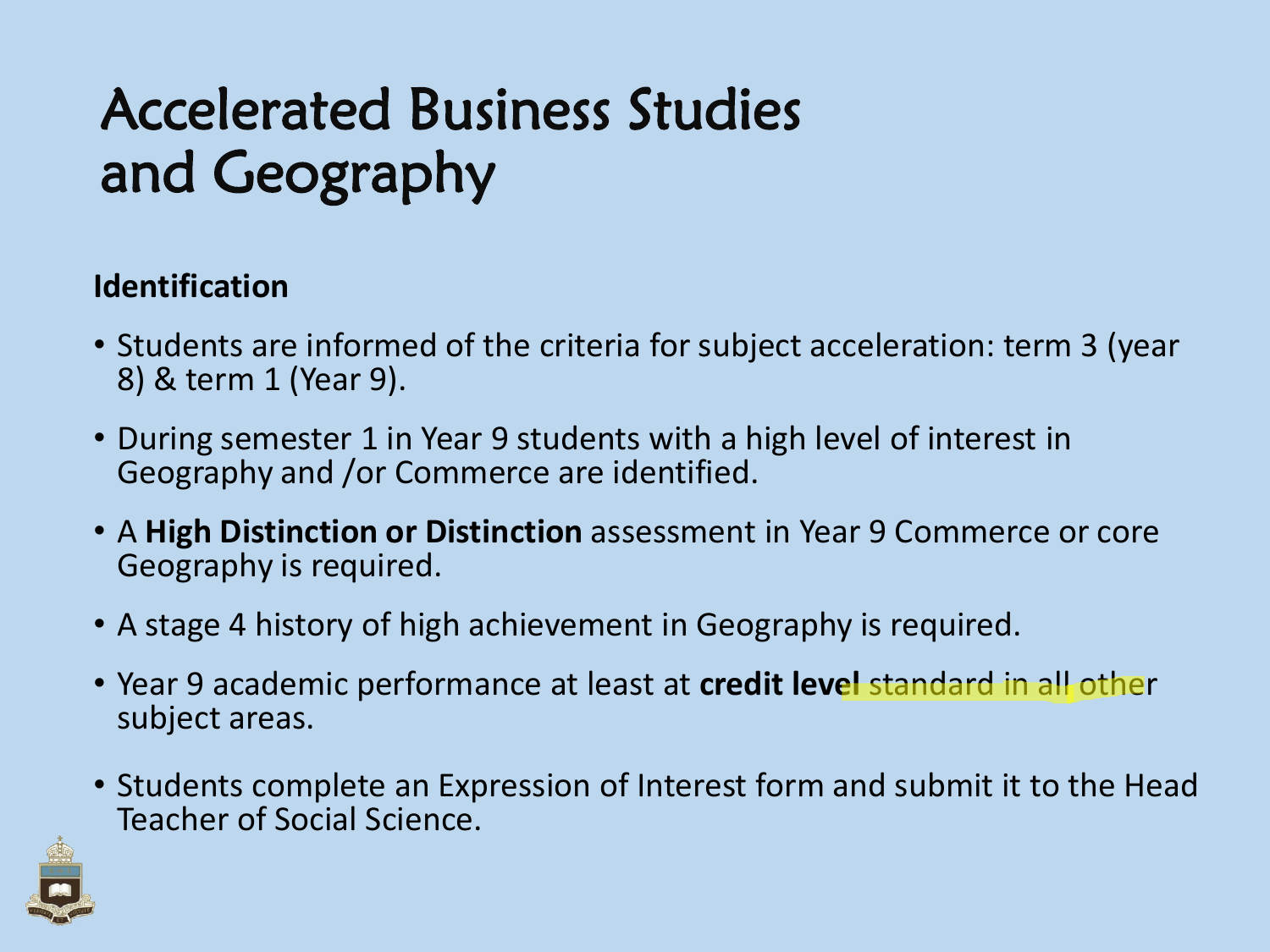# Accelerated Business Studies and Geography

**Identification**

- Students are informed of the criteria for subject acceleration: term 3 (year 8) & term 1 (Year 9).
- During semester 1 in Year 9 students with a high level of interest in Geography and /or Commerce are identified.
- A **High Distinction or Distinction** assessment in Year 9 Commerce or core Geography is required.
- A stage 4 history of high achievement in Geography is required.
- Year 9 academic performance at least at **credit level** standard in all other subject areas.
- Students complete an Expression of Interest form and submit it to the Head Teacher of Social Science.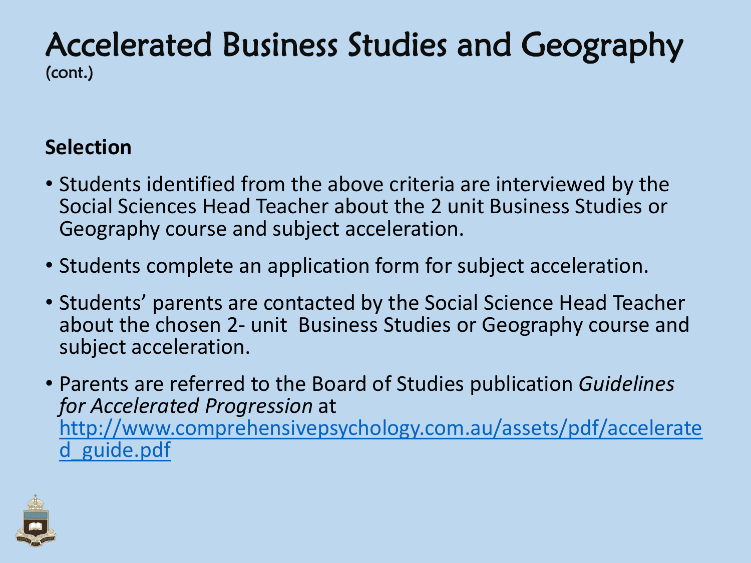# Accelerated Business Studies and Geography
(cont.)

**Selection**

- Students identified from the above criteria are interviewed by the Social Sciences Head Teacher about the 2 unit Business Studies or Geography course and subject acceleration.
- Students complete an application form for subject acceleration.
- Students' parents are contacted by the Social Science Head Teacher about the chosen 2- unit Business Studies or Geography course and subject acceleration.
- Parents are referred to the Board of Studies publication *Guidelines for Accelerated Progression* at http://www.comprehensivepsychology.com.au/assets/pdf/accelerated_guide.pdf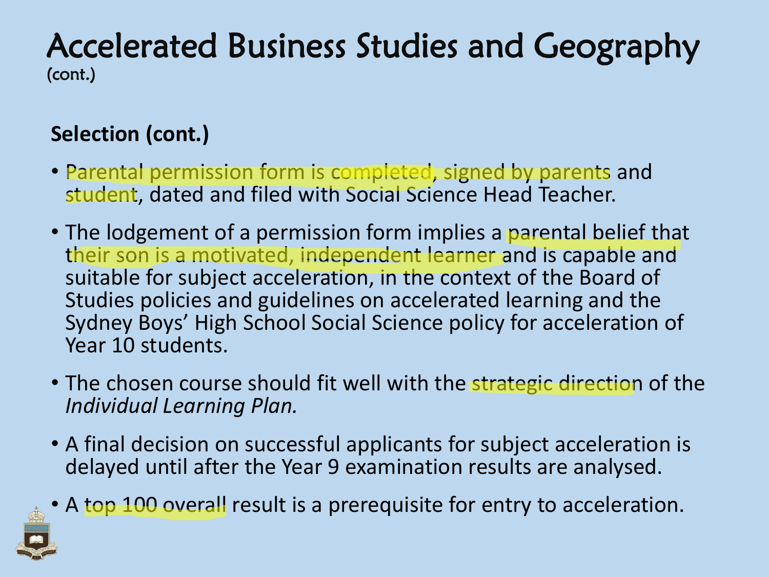# Accelerated Business Studies and Geography
(cont.)

**Selection (cont.)**

- Parental permission form is completed, signed by parents and student, dated and filed with Social Science Head Teacher.
- The lodgement of a permission form implies a parental belief that their son is a motivated, independent learner and is capable and suitable for subject acceleration, in the context of the Board of Studies policies and guidelines on accelerated learning and the Sydney Boys' High School Social Science policy for acceleration of Year 10 students.
- The chosen course should fit well with the strategic direction of the *Individual Learning Plan.*
- A final decision on successful applicants for subject acceleration is delayed until after the Year 9 examination results are analysed.
- A top 100 overall result is a prerequisite for entry to acceleration.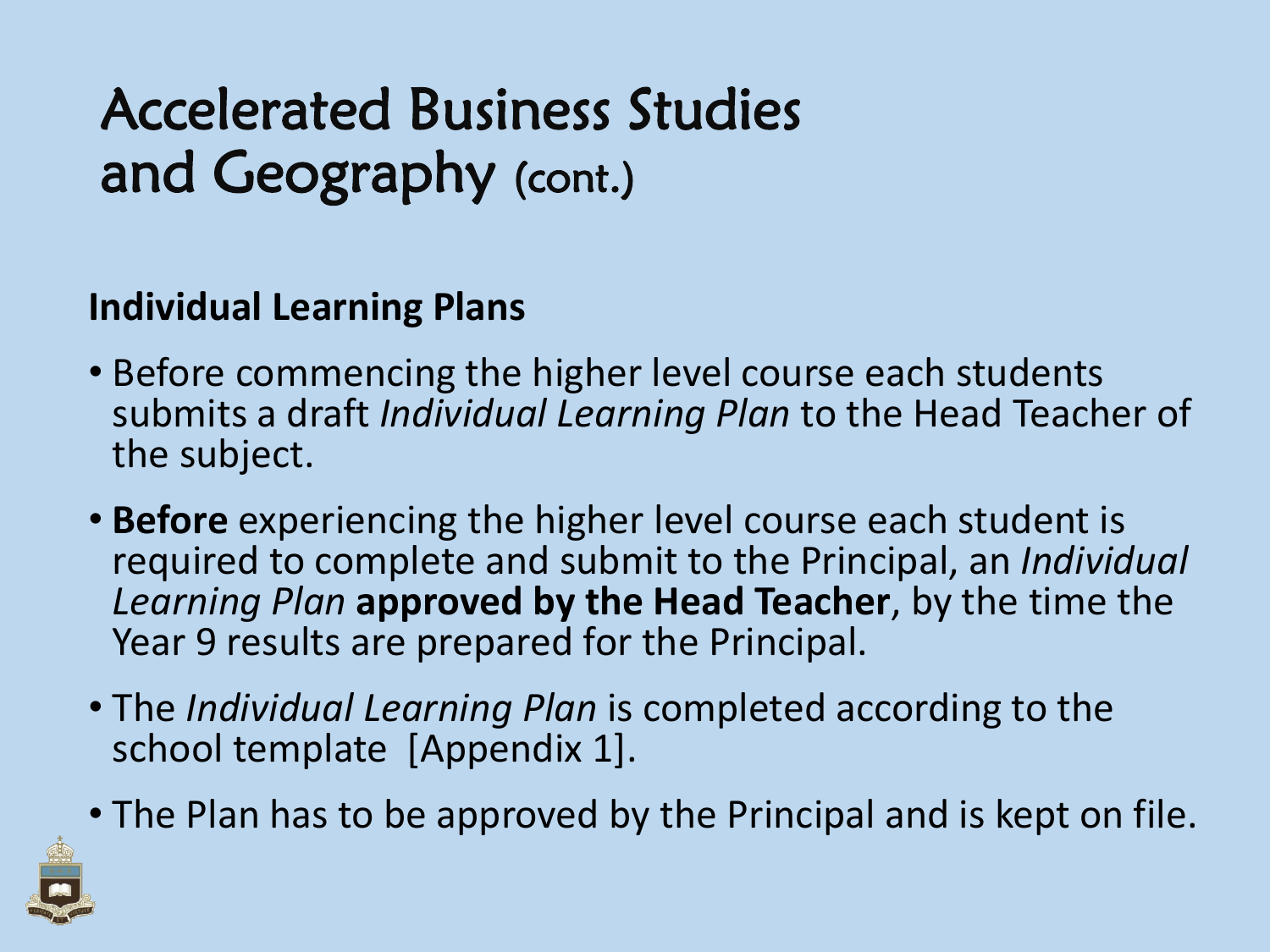# Accelerated Business Studies and Geography (cont.)

**Individual Learning Plans**

- Before commencing the higher level course each students submits a draft *Individual Learning Plan* to the Head Teacher of the subject.
- **Before** experiencing the higher level course each student is required to complete and submit to the Principal, an *Individual Learning Plan* **approved by the Head Teacher**, by the time the Year 9 results are prepared for the Principal.
- The *Individual Learning Plan* is completed according to the school template [Appendix 1].
- The Plan has to be approved by the Principal and is kept on file.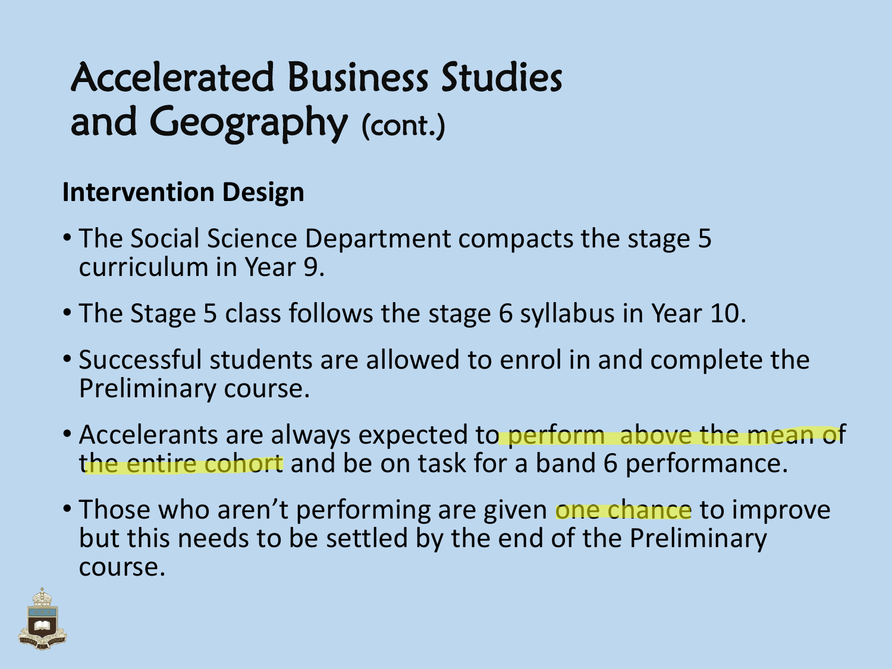# Accelerated Business Studies and Geography (cont.)

**Intervention Design**

- The Social Science Department compacts the stage 5 curriculum in Year 9.
- The Stage 5 class follows the stage 6 syllabus in Year 10.
- Successful students are allowed to enrol in and complete the Preliminary course.
- Accelerants are always expected to perform above the mean of the entire cohort and be on task for a band 6 performance.
- Those who aren't performing are given one chance to improve but this needs to be settled by the end of the Preliminary course.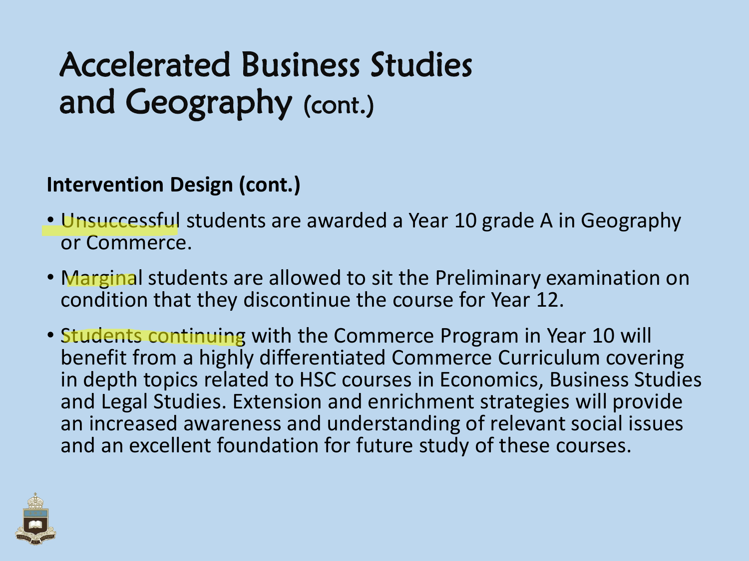# Accelerated Business Studies and Geography (cont.)

**Intervention Design (cont.)**

- Unsuccessful students are awarded a Year 10 grade A in Geography or Commerce.
- Marginal students are allowed to sit the Preliminary examination on condition that they discontinue the course for Year 12.
- Students continuing with the Commerce Program in Year 10 will benefit from a highly differentiated Commerce Curriculum covering in depth topics related to HSC courses in Economics, Business Studies and Legal Studies. Extension and enrichment strategies will provide an increased awareness and understanding of relevant social issues and an excellent foundation for future study of these courses.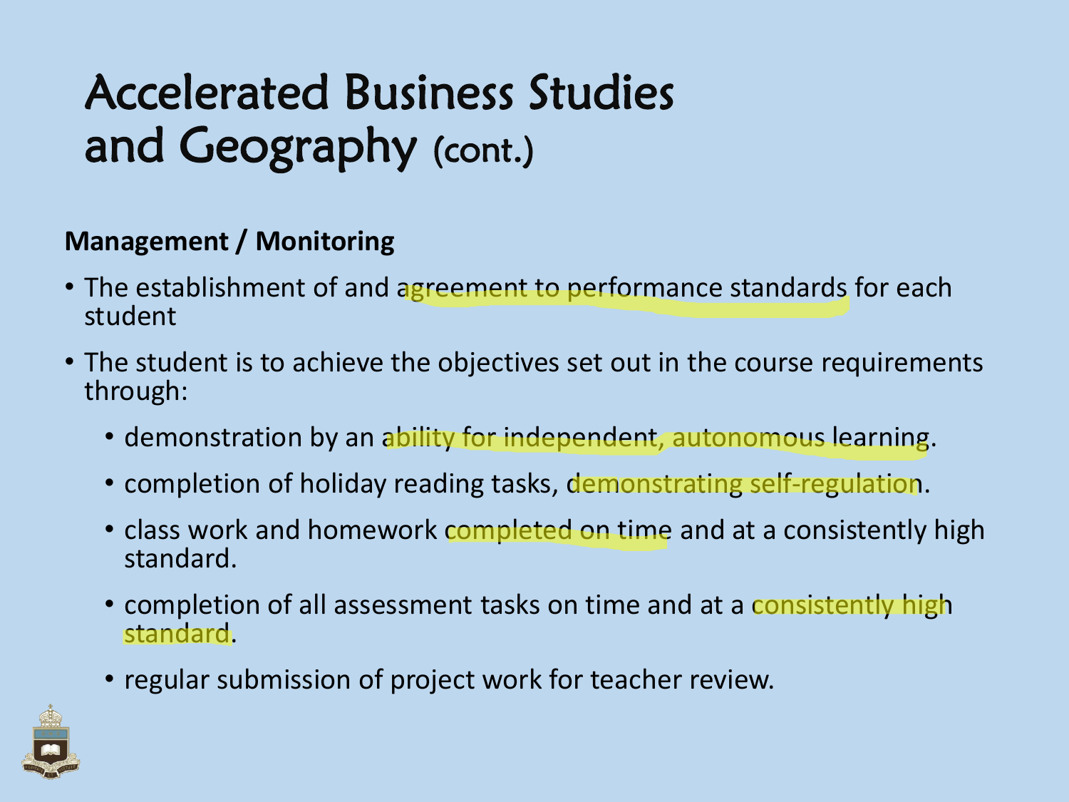# Accelerated Business Studies and Geography (cont.)

**Management / Monitoring**

- The establishment of and agreement to performance standards for each student
- The student is to achieve the objectives set out in the course requirements through:
  - demonstration by an ability for independent, autonomous learning.
  - completion of holiday reading tasks, demonstrating self-regulation.
  - class work and homework completed on time and at a consistently high standard.
  - completion of all assessment tasks on time and at a consistently high standard.
  - regular submission of project work for teacher review.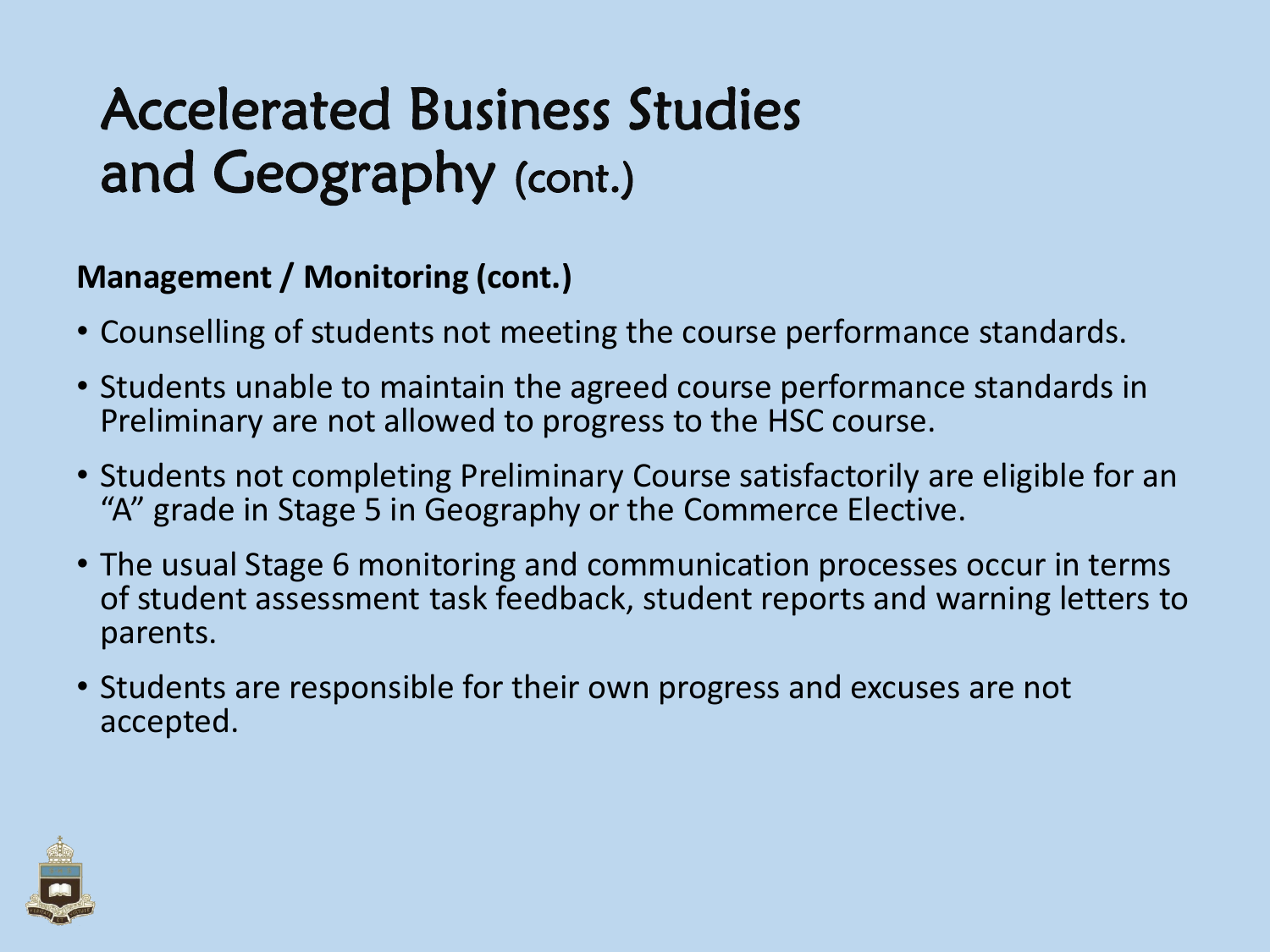# Accelerated Business Studies and Geography (cont.)

**Management / Monitoring (cont.)**

- Counselling of students not meeting the course performance standards.
- Students unable to maintain the agreed course performance standards in Preliminary are not allowed to progress to the HSC course.
- Students not completing Preliminary Course satisfactorily are eligible for an "A" grade in Stage 5 in Geography or the Commerce Elective.
- The usual Stage 6 monitoring and communication processes occur in terms of student assessment task feedback, student reports and warning letters to parents.
- Students are responsible for their own progress and excuses are not accepted.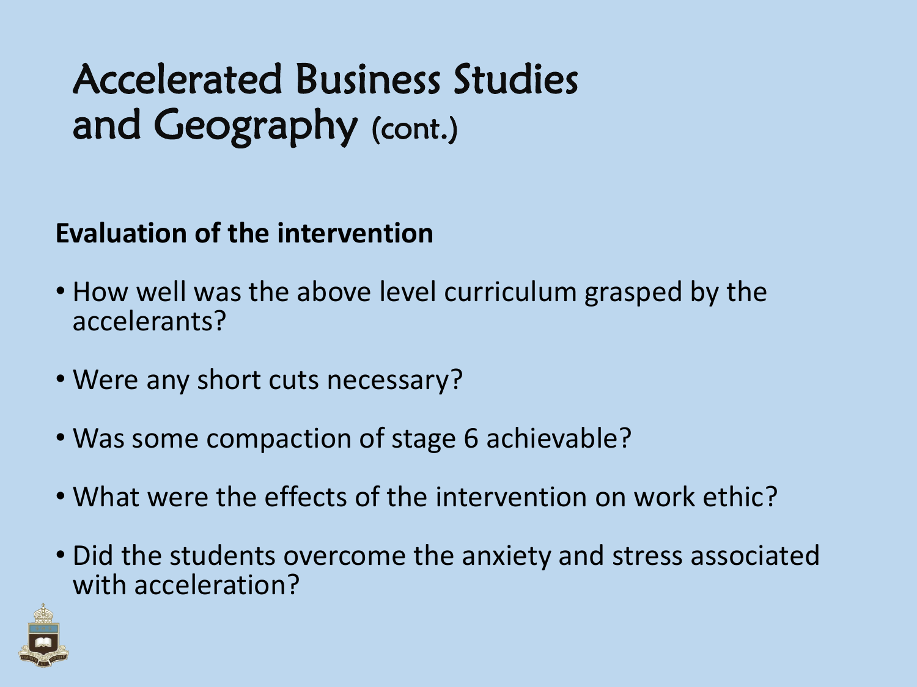# Accelerated Business Studies and Geography (cont.)

**Evaluation of the intervention**

- How well was the above level curriculum grasped by the accelerants?
- Were any short cuts necessary?
- Was some compaction of stage 6 achievable?
- What were the effects of the intervention on work ethic?
- Did the students overcome the anxiety and stress associated with acceleration?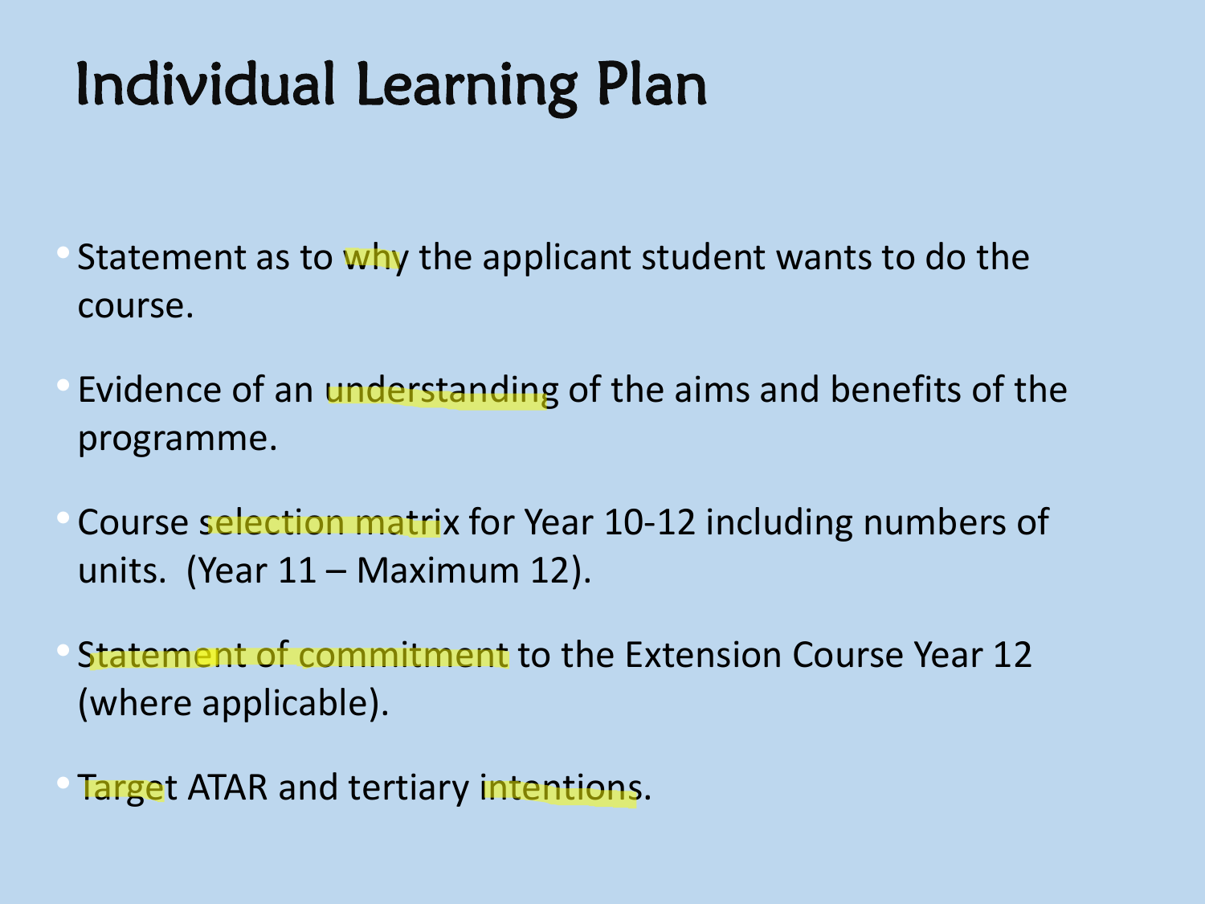# Individual Learning Plan

- Statement as to why the applicant student wants to do the course.
- Evidence of an understanding of the aims and benefits of the programme.
- Course selection matrix for Year 10-12 including numbers of units. (Year 11 – Maximum 12).
- Statement of commitment to the Extension Course Year 12 (where applicable).
- Target ATAR and tertiary intentions.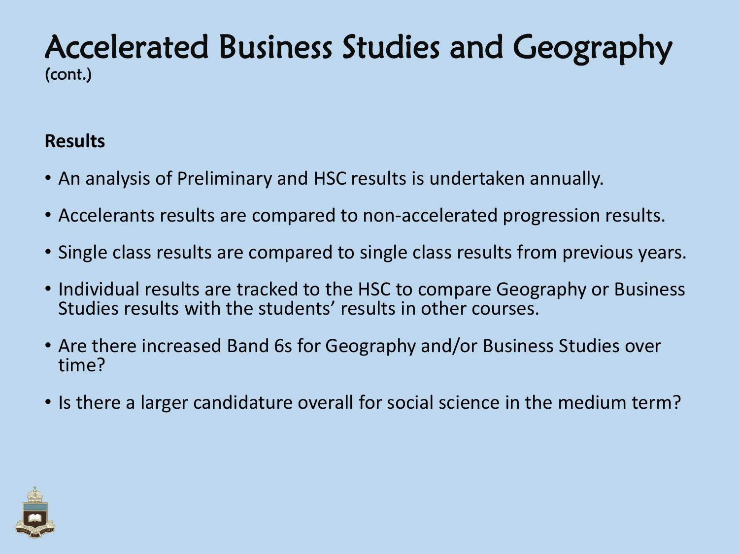# Accelerated Business Studies and Geography
(cont.)

**Results**

- An analysis of Preliminary and HSC results is undertaken annually.
- Accelerants results are compared to non-accelerated progression results.
- Single class results are compared to single class results from previous years.
- Individual results are tracked to the HSC to compare Geography or Business Studies results with the students' results in other courses.
- Are there increased Band 6s for Geography and/or Business Studies over time?
- Is there a larger candidature overall for social science in the medium term?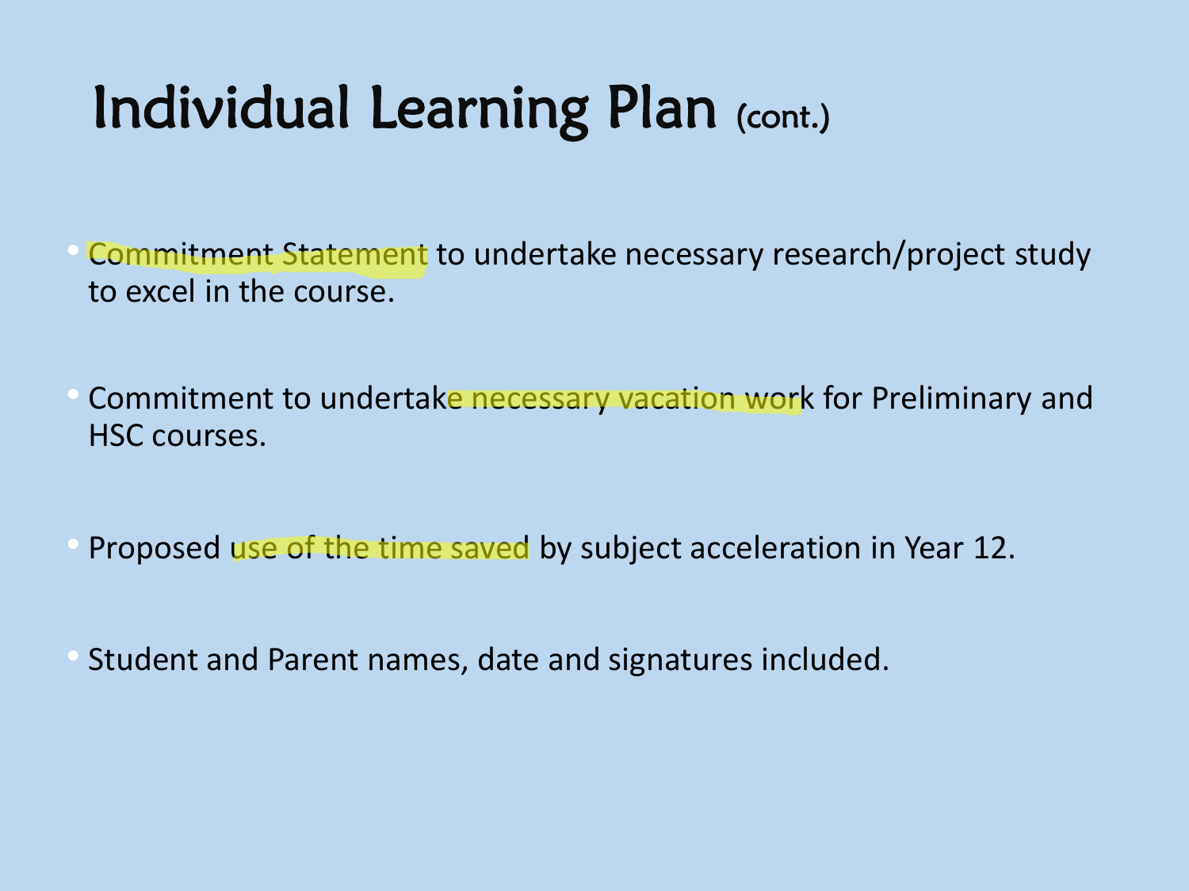# Individual Learning Plan (cont.)

- Commitment Statement to undertake necessary research/project study to excel in the course.
- Commitment to undertake necessary vacation work for Preliminary and HSC courses.
- Proposed use of the time saved by subject acceleration in Year 12.
- Student and Parent names, date and signatures included.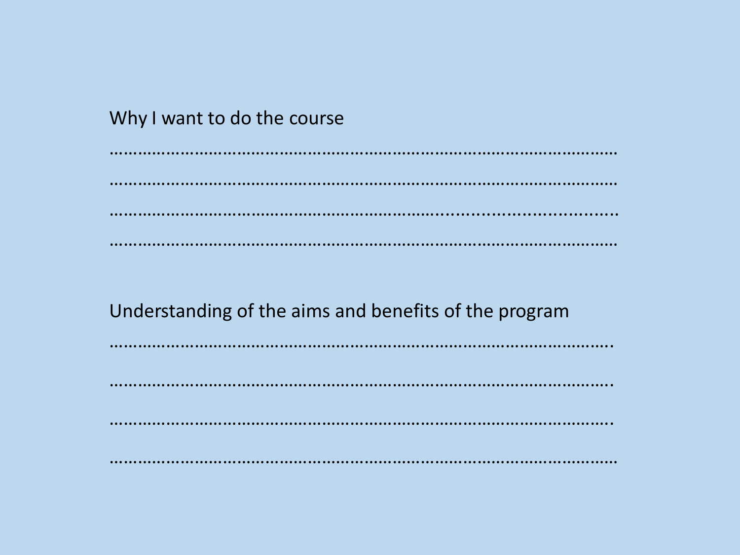Why I want to do the course

……………………………………………………………………………………………

……………………………………………………………………………………………

……………………………………………………………………………………………

……………………………………………………………………………………………

Understanding of the aims and benefits of the program

……………………………………………………………………………………………

……………………………………………………………………………………………

……………………………………………………………………………………………

……………………………………………………………………………………………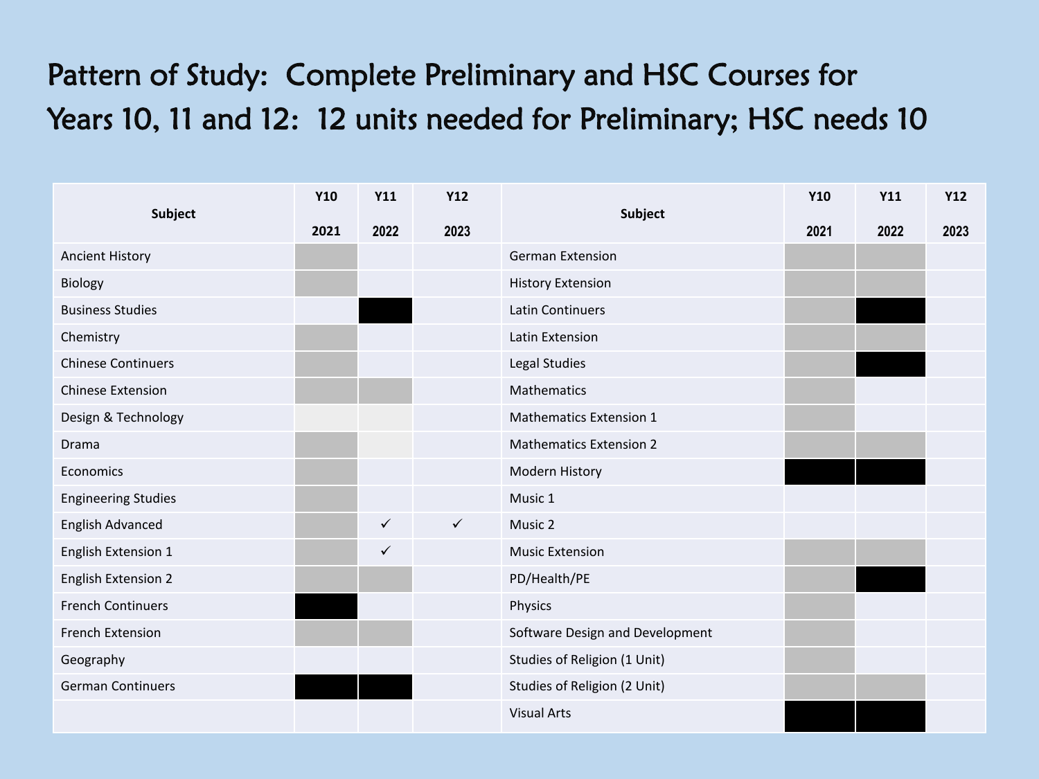# Pattern of Study: Complete Preliminary and HSC Courses for Years 10, 11 and 12: 12 units needed for Preliminary; HSC needs 10

| Subject | Y10 2021 | Y11 2022 | Y12 2023 | Subject | Y10 2021 | Y11 2022 | Y12 2023 |
|---|---|---|---|---|---|---|---|
| Ancient History | | | | German Extension | | | |
| Biology | | | | History Extension | | | |
| Business Studies | | | | Latin Continuers | | | |
| Chemistry | | | | Latin Extension | | | |
| Chinese Continuers | | | | Legal Studies | | | |
| Chinese Extension | | | | Mathematics | | | |
| Design & Technology | | | | Mathematics Extension 1 | | | |
| Drama | | | | Mathematics Extension 2 | | | |
| Economics | | | | Modern History | | | |
| Engineering Studies | | | | Music 1 | | | |
| English Advanced | | ✓ | ✓ | Music 2 | | | |
| English Extension 1 | | ✓ | | Music Extension | | | |
| English Extension 2 | | | | PD/Health/PE | | | |
| French Continuers | | | | Physics | | | |
| French Extension | | | | Software Design and Development | | | |
| Geography | | | | Studies of Religion (1 Unit) | | | |
| German Continuers | | | | Studies of Religion (2 Unit) | | | |
| | | | | Visual Arts | | | |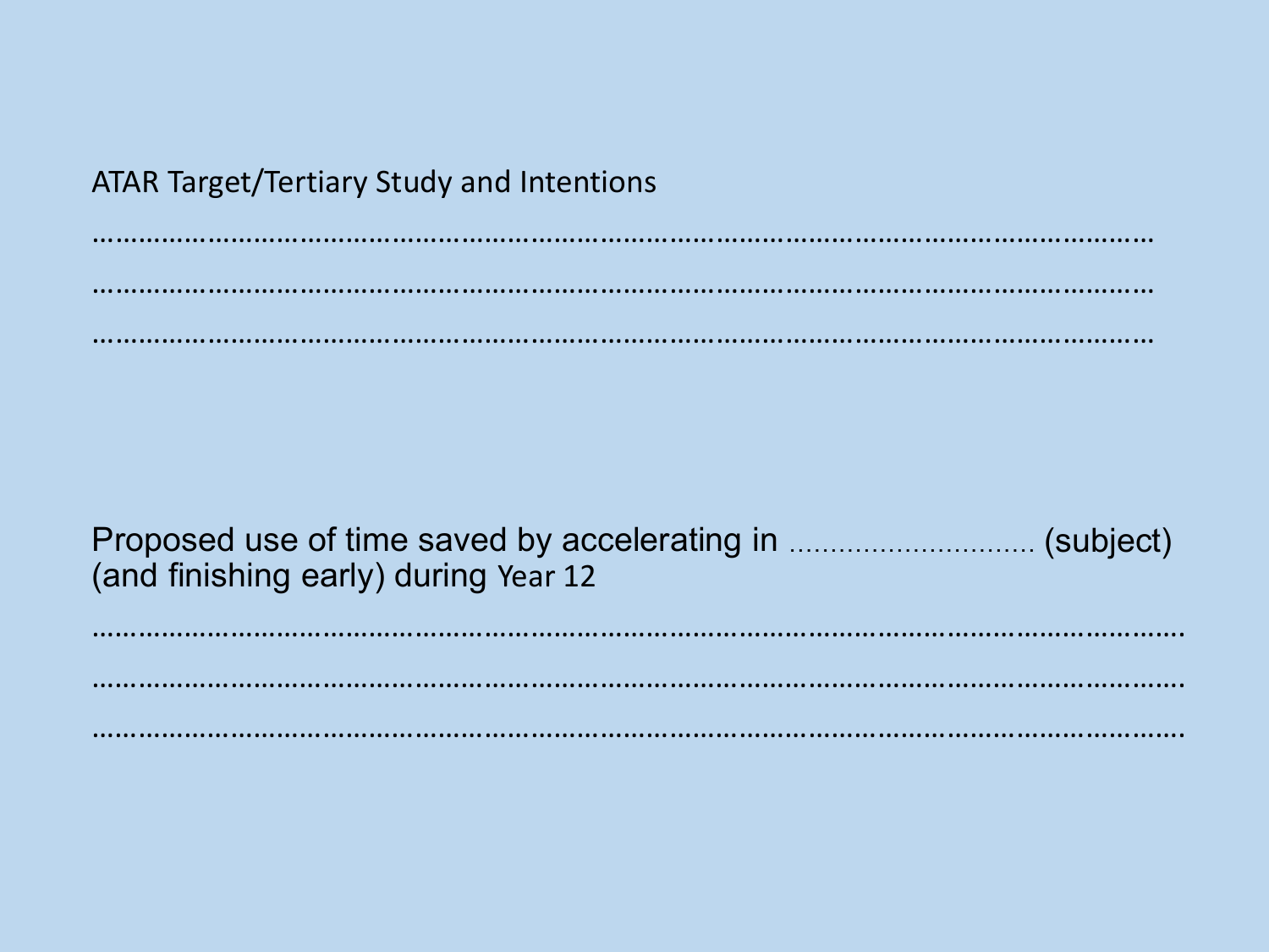ATAR Target/Tertiary Study and Intentions

…………………………………………………………………………………………………………………

…………………………………………………………………………………………………………………

…………………………………………………………………………………………………………………

Proposed use of time saved by accelerating in ............................. (subject) (and finishing early) during Year 12

…………………………………………………………………………………………………………………

…………………………………………………………………………………………………………………

…………………………………………………………………………………………………………………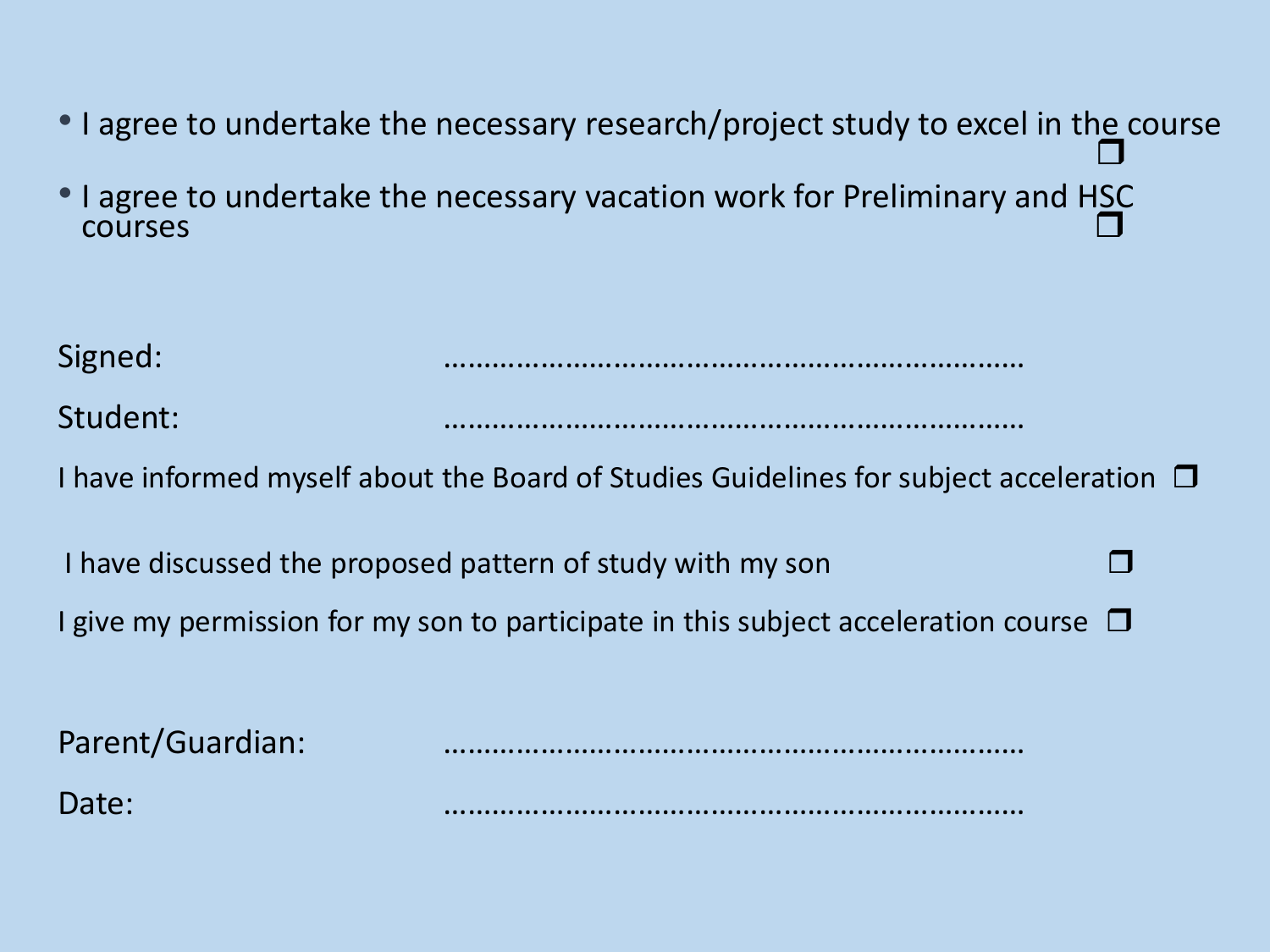- I agree to undertake the necessary research/project study to excel in the course ❒
- I agree to undertake the necessary vacation work for Preliminary and HSC courses ❒

Signed: ………………………………………………………………

Student: ………………………………………………………………

I have informed myself about the Board of Studies Guidelines for subject acceleration ❒

I have discussed the proposed pattern of study with my son ❒

I give my permission for my son to participate in this subject acceleration course ❒

Parent/Guardian: ………………………………………………………………

Date: ………………………………………………………………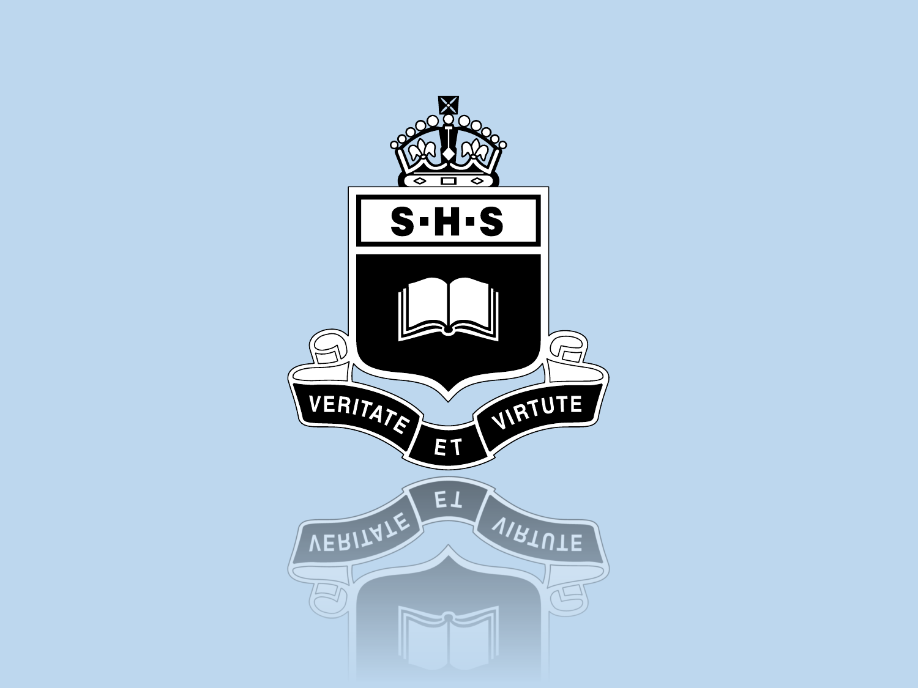S·H·S

VERITATE ET VIRTUTE